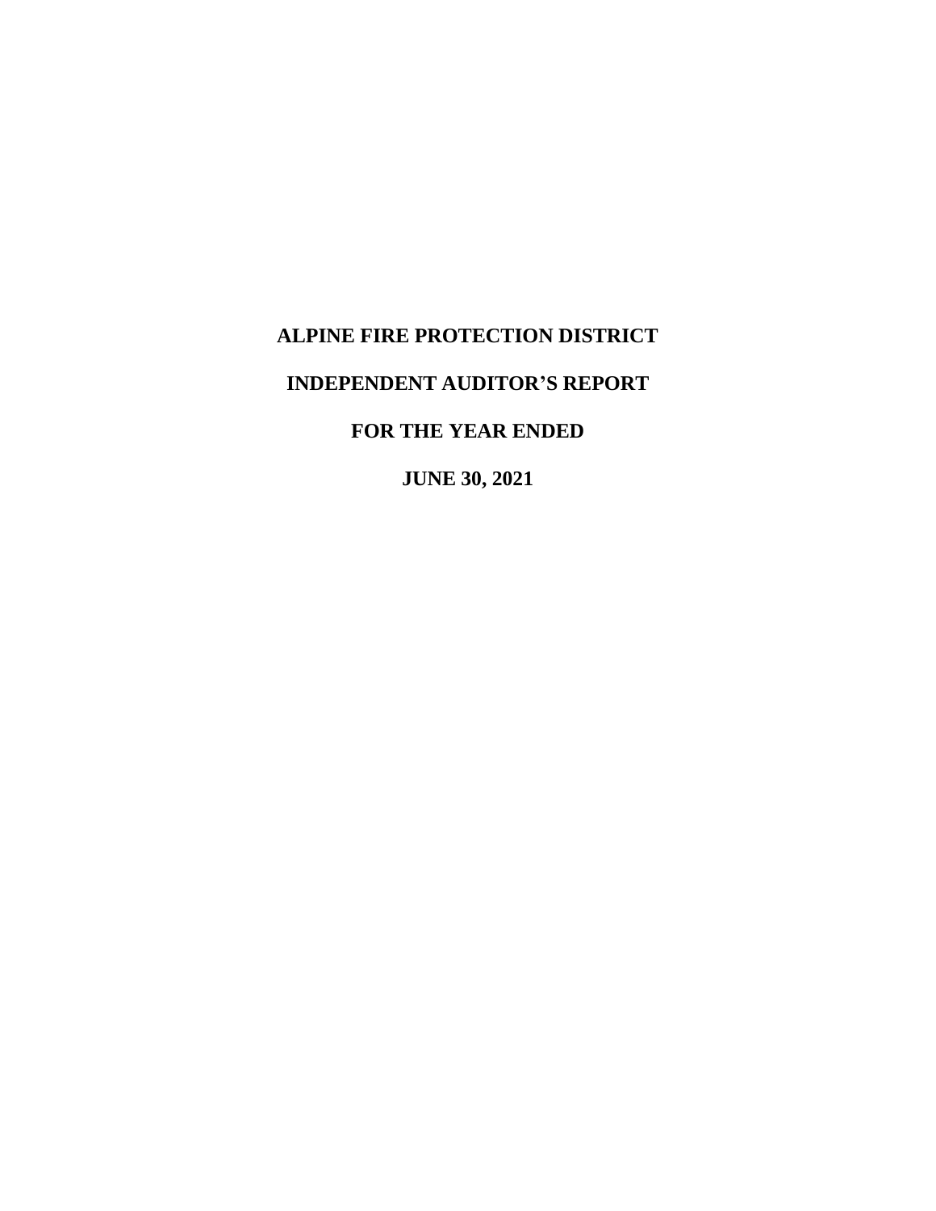# ALPINE FIRE PROTECTION DISTRICT

## INDEPENDENT AUDITOR'S REPORT

## FOR THE YEAR ENDED

## JUNE 30, 2021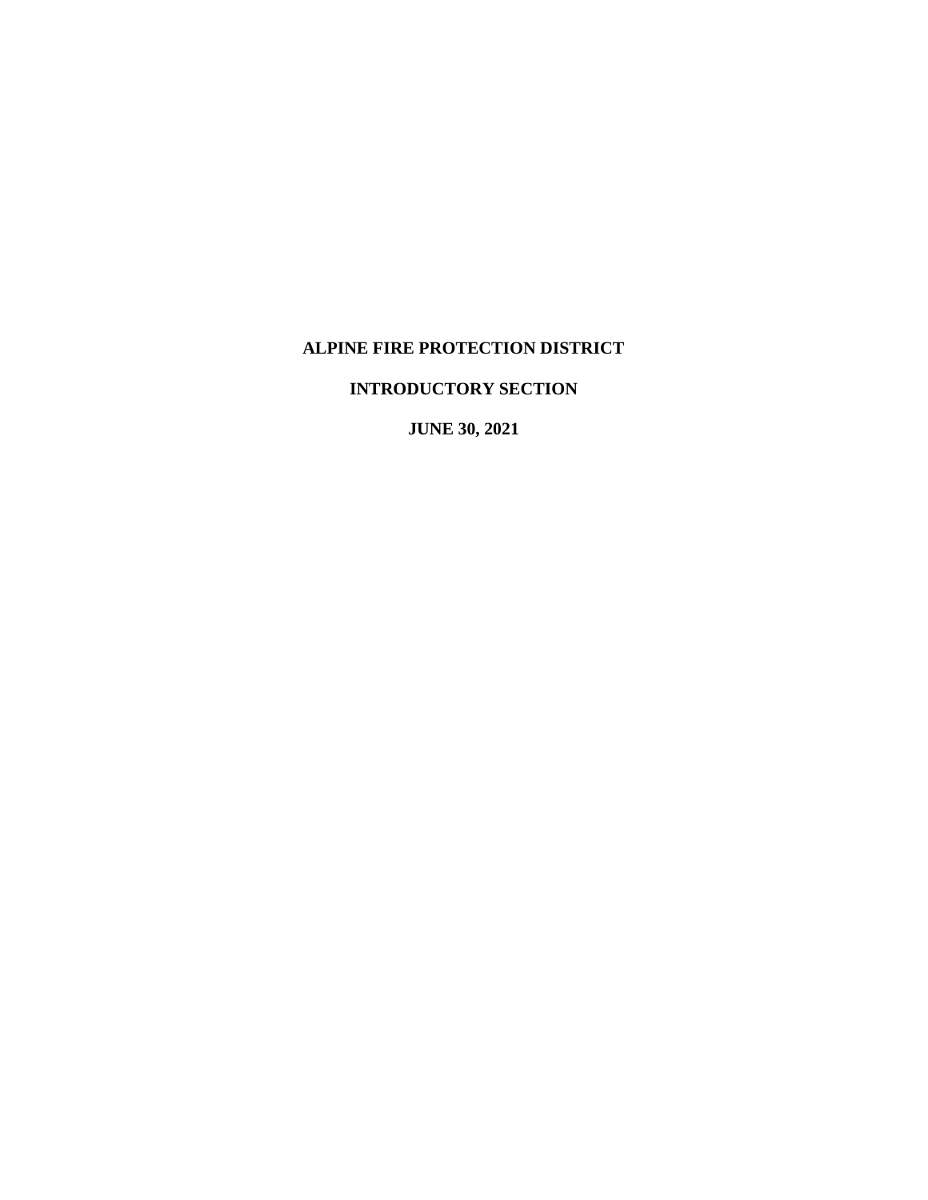# ALPINE FIRE PROTECTION DISTRICT

## INTRODUCTORY SECTION

## JUNE 30, 2021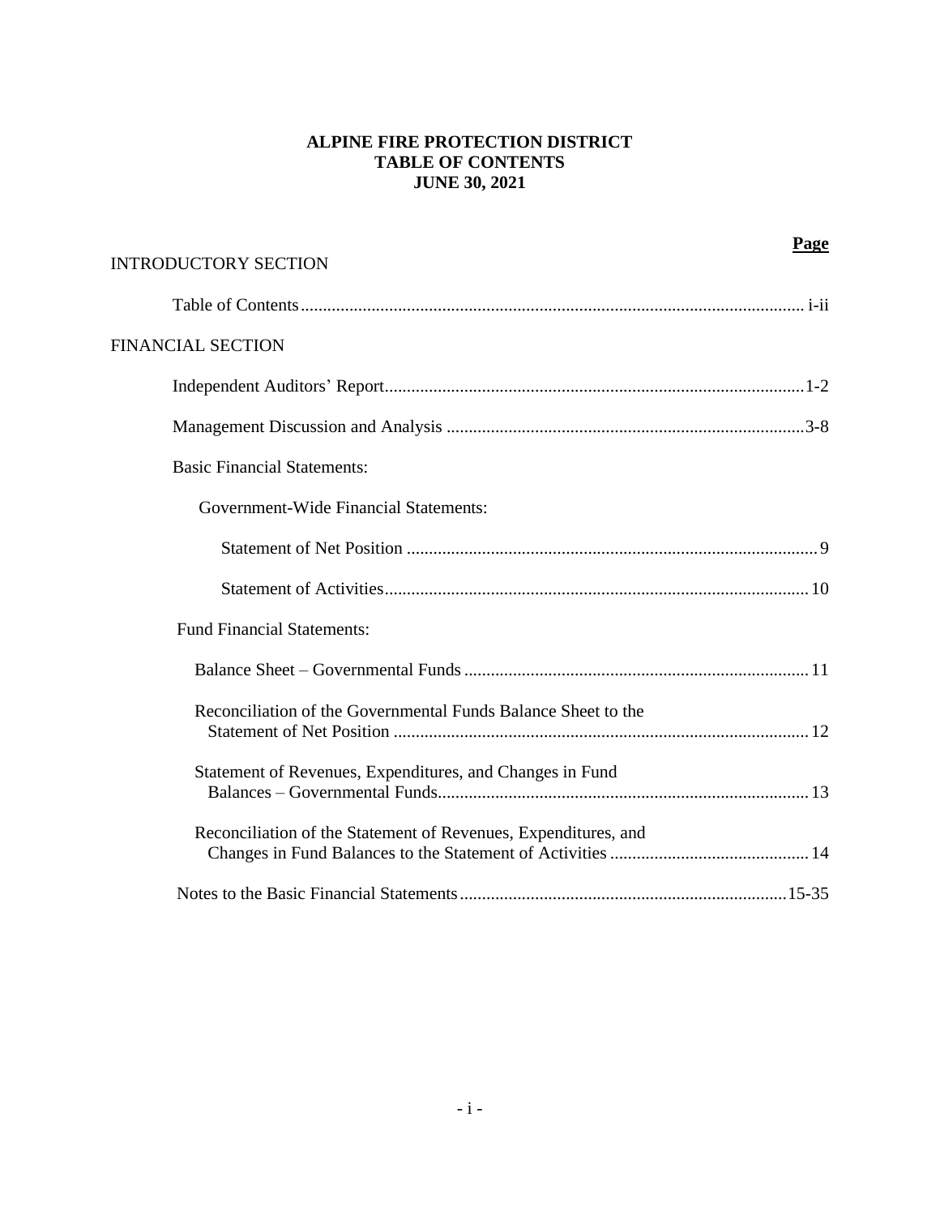# ALPINE FIRE PROTECTION DISTRICT
## TABLE OF CONTENTS
## JUNE 30, 2021

| | Page |
|---|---|
| INTRODUCTORY SECTION | |
| Table of Contents | i-ii |
| FINANCIAL SECTION | |
| Independent Auditors' Report | 1-2 |
| Management Discussion and Analysis | 3-8 |
| Basic Financial Statements: | |
| Government-Wide Financial Statements: | |
| Statement of Net Position | 9 |
| Statement of Activities | 10 |
| Fund Financial Statements: | |
| Balance Sheet – Governmental Funds | 11 |
| Reconciliation of the Governmental Funds Balance Sheet to the Statement of Net Position | 12 |
| Statement of Revenues, Expenditures, and Changes in Fund Balances – Governmental Funds | 13 |
| Reconciliation of the Statement of Revenues, Expenditures, and Changes in Fund Balances to the Statement of Activities | 14 |
| Notes to the Basic Financial Statements | 15-35 |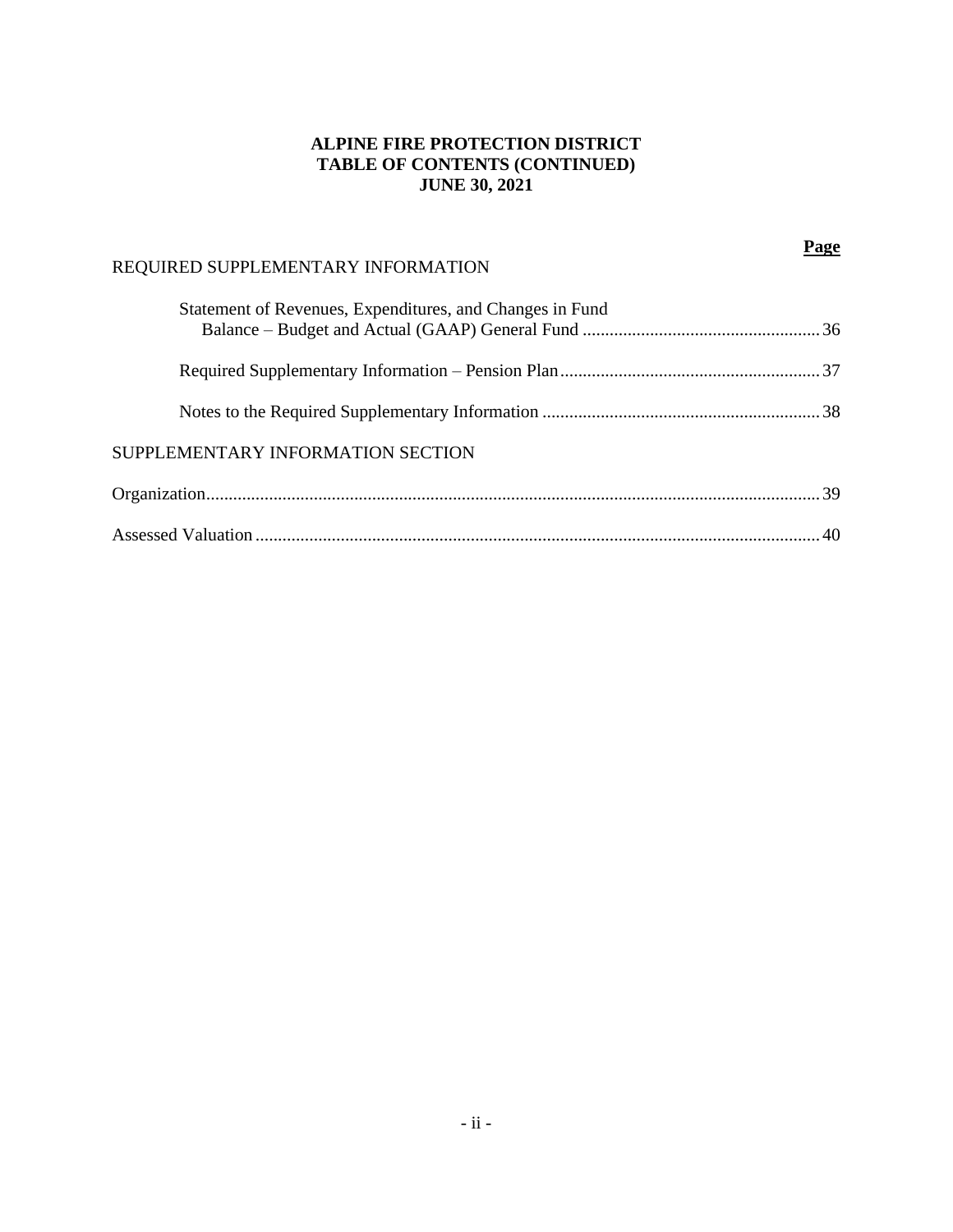**ALPINE FIRE PROTECTION DISTRICT**
**TABLE OF CONTENTS (CONTINUED)**
**JUNE 30, 2021**

| | **Page** |
|---|---|
| REQUIRED SUPPLEMENTARY INFORMATION | |
| Statement of Revenues, Expenditures, and Changes in Fund Balance – Budget and Actual (GAAP) General Fund | 36 |
| Required Supplementary Information – Pension Plan | 37 |
| Notes to the Required Supplementary Information | 38 |
| SUPPLEMENTARY INFORMATION SECTION | |
| Organization | 39 |
| Assessed Valuation | 40 |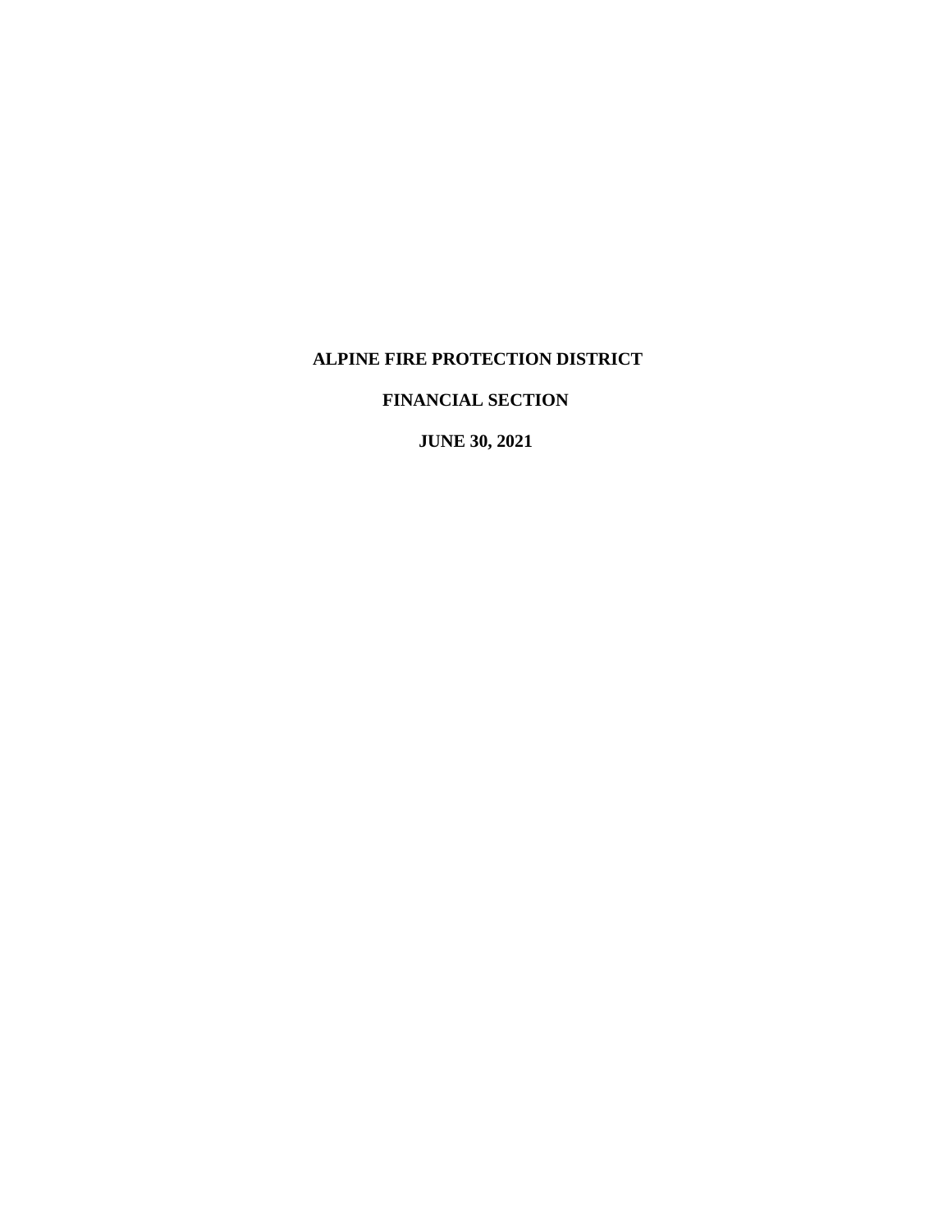# ALPINE FIRE PROTECTION DISTRICT

## FINANCIAL SECTION

## JUNE 30, 2021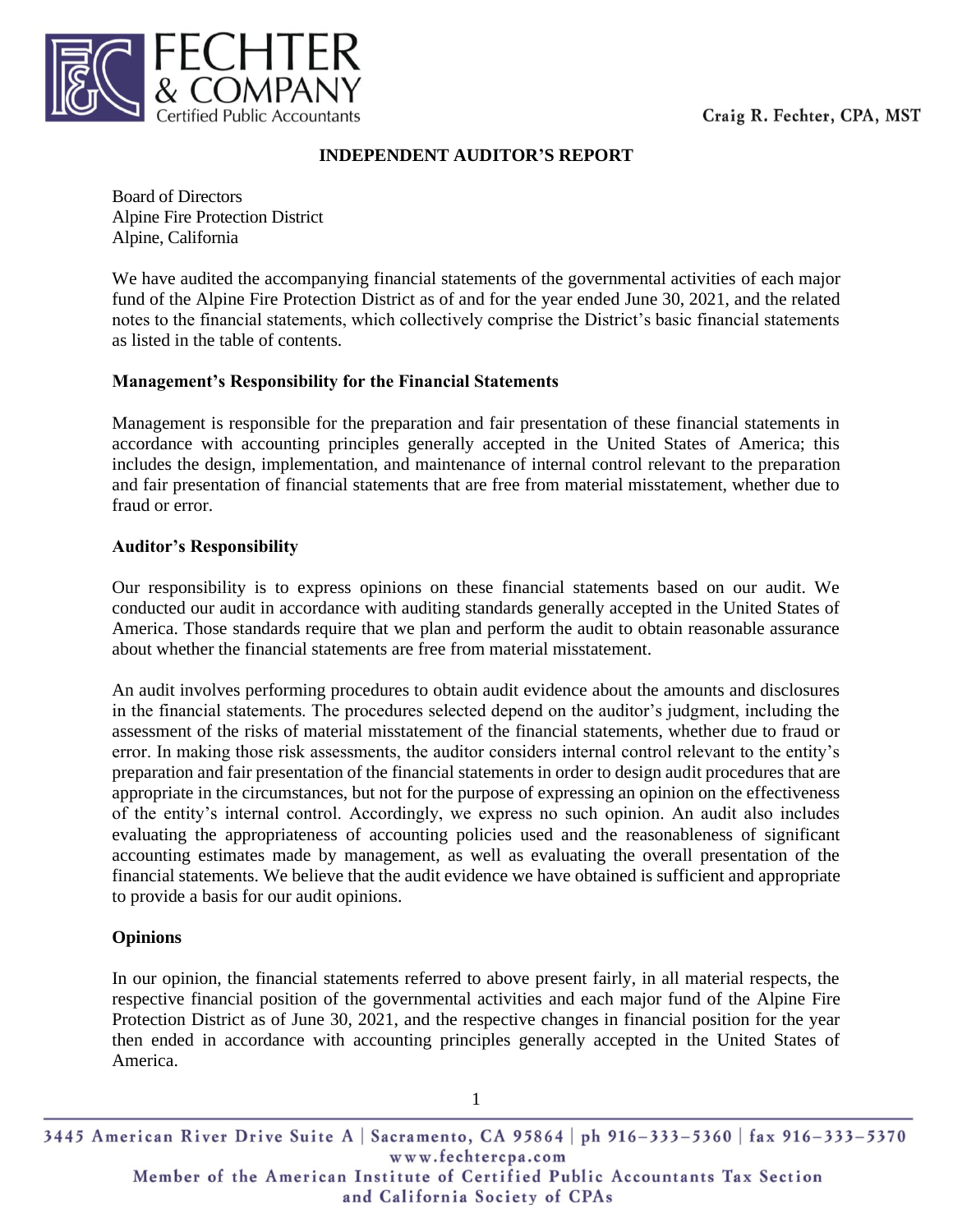FECHTER & COMPANY
Certified Public Accountants

Craig R. Fechter, CPA, MST

## INDEPENDENT AUDITOR'S REPORT

Board of Directors
Alpine Fire Protection District
Alpine, California

We have audited the accompanying financial statements of the governmental activities of each major fund of the Alpine Fire Protection District as of and for the year ended June 30, 2021, and the related notes to the financial statements, which collectively comprise the District's basic financial statements as listed in the table of contents.

### Management's Responsibility for the Financial Statements

Management is responsible for the preparation and fair presentation of these financial statements in accordance with accounting principles generally accepted in the United States of America; this includes the design, implementation, and maintenance of internal control relevant to the preparation and fair presentation of financial statements that are free from material misstatement, whether due to fraud or error.

### Auditor's Responsibility

Our responsibility is to express opinions on these financial statements based on our audit. We conducted our audit in accordance with auditing standards generally accepted in the United States of America. Those standards require that we plan and perform the audit to obtain reasonable assurance about whether the financial statements are free from material misstatement.

An audit involves performing procedures to obtain audit evidence about the amounts and disclosures in the financial statements. The procedures selected depend on the auditor's judgment, including the assessment of the risks of material misstatement of the financial statements, whether due to fraud or error. In making those risk assessments, the auditor considers internal control relevant to the entity's preparation and fair presentation of the financial statements in order to design audit procedures that are appropriate in the circumstances, but not for the purpose of expressing an opinion on the effectiveness of the entity's internal control. Accordingly, we express no such opinion. An audit also includes evaluating the appropriateness of accounting policies used and the reasonableness of significant accounting estimates made by management, as well as evaluating the overall presentation of the financial statements. We believe that the audit evidence we have obtained is sufficient and appropriate to provide a basis for our audit opinions.

### Opinions

In our opinion, the financial statements referred to above present fairly, in all material respects, the respective financial position of the governmental activities and each major fund of the Alpine Fire Protection District as of June 30, 2021, and the respective changes in financial position for the year then ended in accordance with accounting principles generally accepted in the United States of America.

3445 American River Drive Suite A | Sacramento, CA 95864 | ph 916-333-5360 | fax 916-333-5370
www.fechtercpa.com
Member of the American Institute of Certified Public Accountants Tax Section
and California Society of CPAs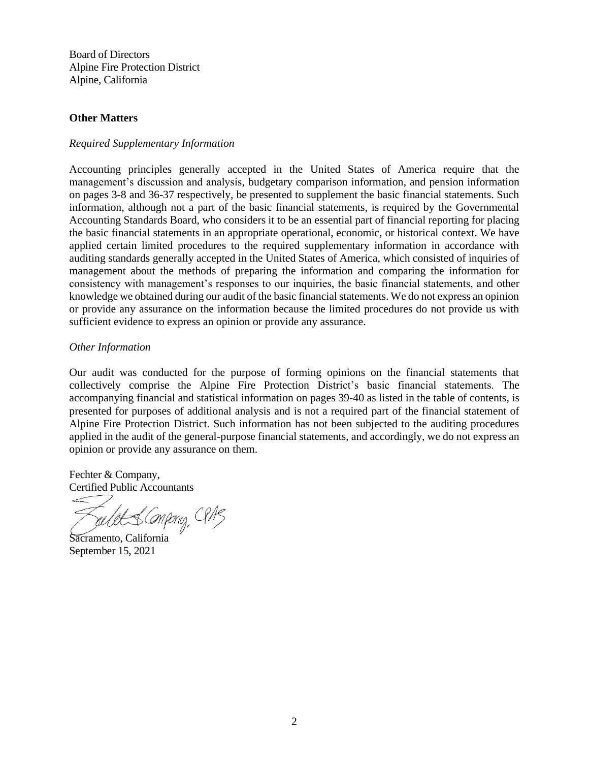Board of Directors
Alpine Fire Protection District
Alpine, California

**Other Matters**

*Required Supplementary Information*

Accounting principles generally accepted in the United States of America require that the management's discussion and analysis, budgetary comparison information, and pension information on pages 3-8 and 36-37 respectively, be presented to supplement the basic financial statements. Such information, although not a part of the basic financial statements, is required by the Governmental Accounting Standards Board, who considers it to be an essential part of financial reporting for placing the basic financial statements in an appropriate operational, economic, or historical context. We have applied certain limited procedures to the required supplementary information in accordance with auditing standards generally accepted in the United States of America, which consisted of inquiries of management about the methods of preparing the information and comparing the information for consistency with management's responses to our inquiries, the basic financial statements, and other knowledge we obtained during our audit of the basic financial statements. We do not express an opinion or provide any assurance on the information because the limited procedures do not provide us with sufficient evidence to express an opinion or provide any assurance.

*Other Information*

Our audit was conducted for the purpose of forming opinions on the financial statements that collectively comprise the Alpine Fire Protection District's basic financial statements. The accompanying financial and statistical information on pages 39-40 as listed in the table of contents, is presented for purposes of additional analysis and is not a required part of the financial statement of Alpine Fire Protection District. Such information has not been subjected to the auditing procedures applied in the audit of the general-purpose financial statements, and accordingly, we do not express an opinion or provide any assurance on them.

Fechter & Company,
Certified Public Accountants

Sacramento, California
September 15, 2021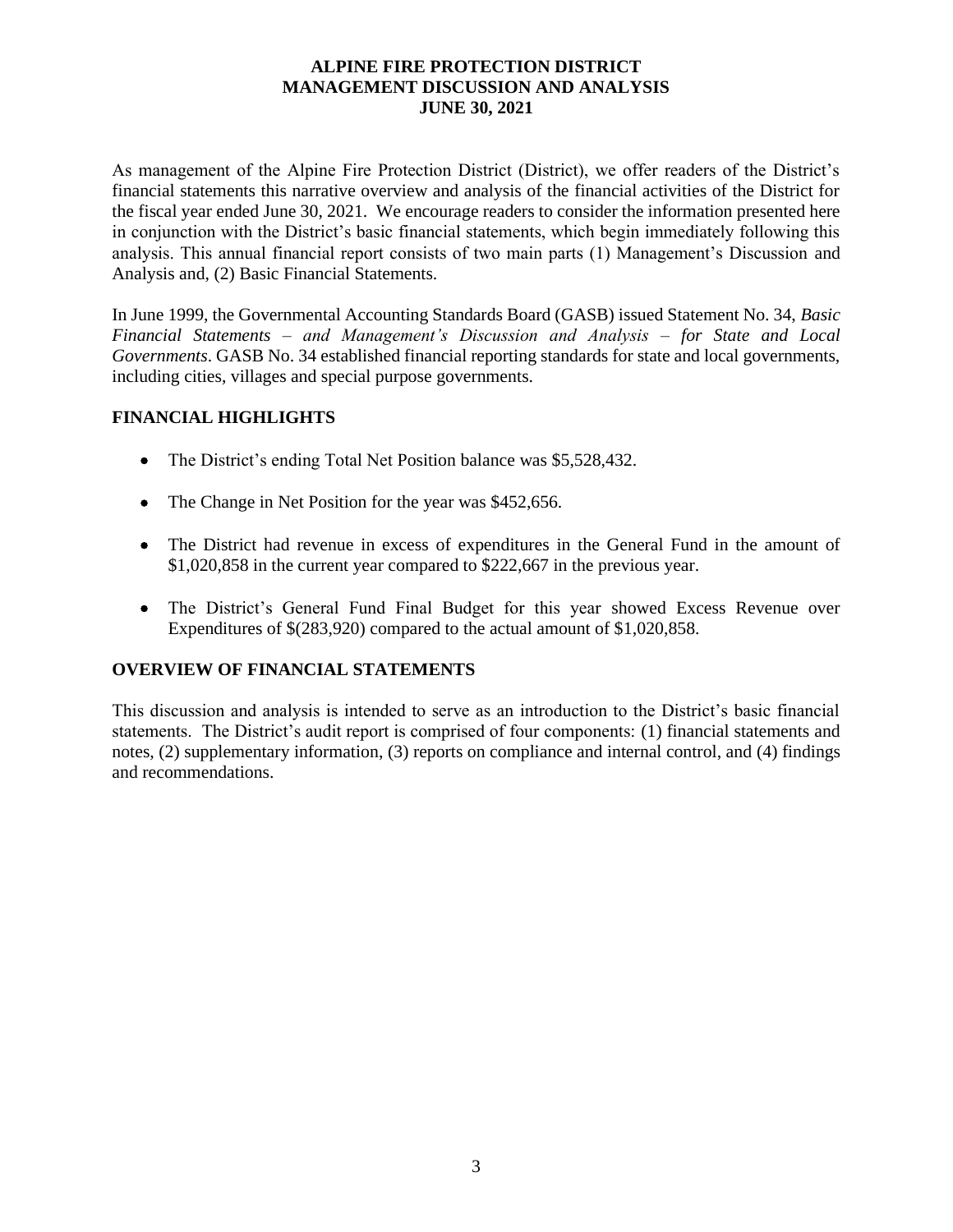# ALPINE FIRE PROTECTION DISTRICT
# MANAGEMENT DISCUSSION AND ANALYSIS
# JUNE 30, 2021

As management of the Alpine Fire Protection District (District), we offer readers of the District's financial statements this narrative overview and analysis of the financial activities of the District for the fiscal year ended June 30, 2021. We encourage readers to consider the information presented here in conjunction with the District's basic financial statements, which begin immediately following this analysis. This annual financial report consists of two main parts (1) Management's Discussion and Analysis and, (2) Basic Financial Statements.

In June 1999, the Governmental Accounting Standards Board (GASB) issued Statement No. 34, *Basic Financial Statements – and Management's Discussion and Analysis – for State and Local Governments*. GASB No. 34 established financial reporting standards for state and local governments, including cities, villages and special purpose governments.

## FINANCIAL HIGHLIGHTS

- The District's ending Total Net Position balance was $5,528,432.
- The Change in Net Position for the year was $452,656.
- The District had revenue in excess of expenditures in the General Fund in the amount of $1,020,858 in the current year compared to $222,667 in the previous year.
- The District's General Fund Final Budget for this year showed Excess Revenue over Expenditures of $(283,920) compared to the actual amount of $1,020,858.

## OVERVIEW OF FINANCIAL STATEMENTS

This discussion and analysis is intended to serve as an introduction to the District's basic financial statements. The District's audit report is comprised of four components: (1) financial statements and notes, (2) supplementary information, (3) reports on compliance and internal control, and (4) findings and recommendations.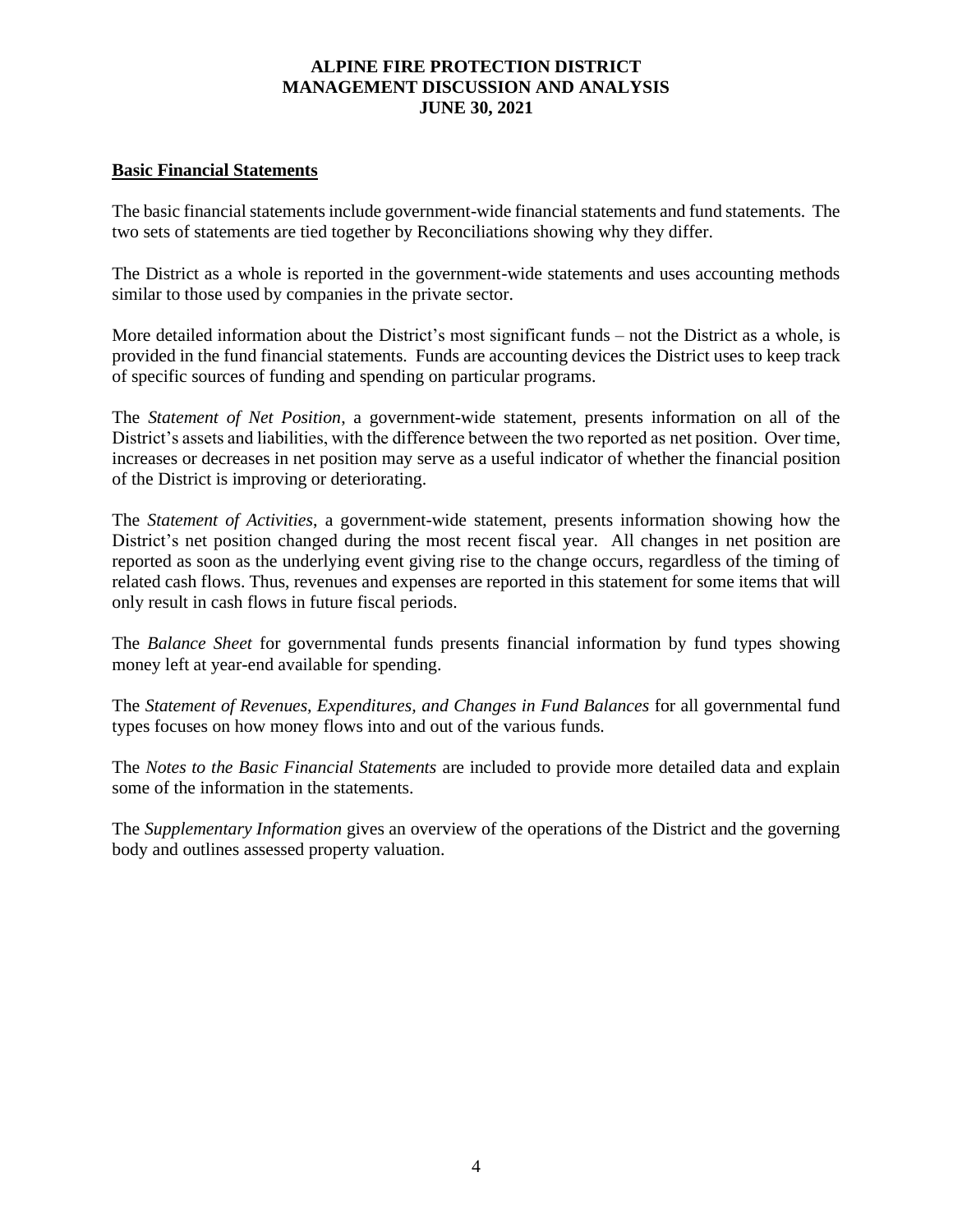## Basic Financial Statements

The basic financial statements include government-wide financial statements and fund statements. The two sets of statements are tied together by Reconciliations showing why they differ.

The District as a whole is reported in the government-wide statements and uses accounting methods similar to those used by companies in the private sector.

More detailed information about the District's most significant funds – not the District as a whole, is provided in the fund financial statements. Funds are accounting devices the District uses to keep track of specific sources of funding and spending on particular programs.

The *Statement of Net Position*, a government-wide statement, presents information on all of the District's assets and liabilities, with the difference between the two reported as net position. Over time, increases or decreases in net position may serve as a useful indicator of whether the financial position of the District is improving or deteriorating.

The *Statement of Activities*, a government-wide statement, presents information showing how the District's net position changed during the most recent fiscal year. All changes in net position are reported as soon as the underlying event giving rise to the change occurs, regardless of the timing of related cash flows. Thus, revenues and expenses are reported in this statement for some items that will only result in cash flows in future fiscal periods.

The *Balance Sheet* for governmental funds presents financial information by fund types showing money left at year-end available for spending.

The *Statement of Revenues, Expenditures, and Changes in Fund Balances* for all governmental fund types focuses on how money flows into and out of the various funds.

The *Notes to the Basic Financial Statements* are included to provide more detailed data and explain some of the information in the statements.

The *Supplementary Information* gives an overview of the operations of the District and the governing body and outlines assessed property valuation.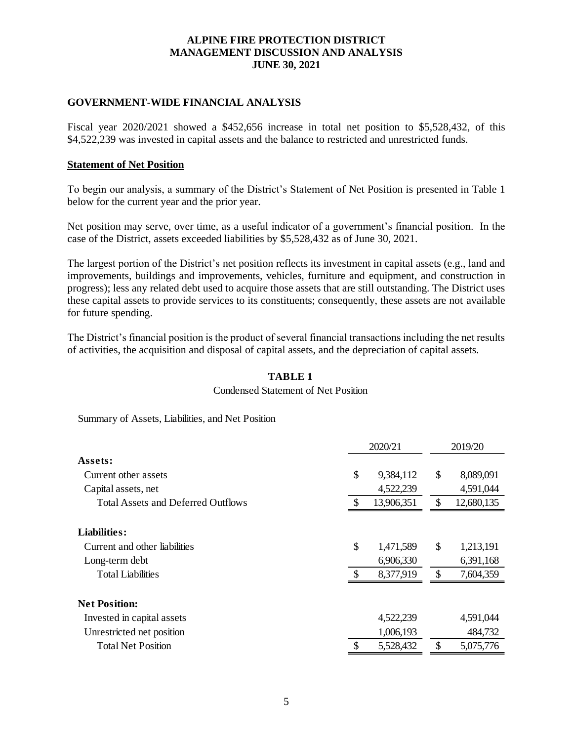# ALPINE FIRE PROTECTION DISTRICT
# MANAGEMENT DISCUSSION AND ANALYSIS
# JUNE 30, 2021

## GOVERNMENT-WIDE FINANCIAL ANALYSIS

Fiscal year 2020/2021 showed a $452,656 increase in total net position to $5,528,432, of this $4,522,239 was invested in capital assets and the balance to restricted and unrestricted funds.

### Statement of Net Position

To begin our analysis, a summary of the District's Statement of Net Position is presented in Table 1 below for the current year and the prior year.

Net position may serve, over time, as a useful indicator of a government's financial position. In the case of the District, assets exceeded liabilities by $5,528,432 as of June 30, 2021.

The largest portion of the District's net position reflects its investment in capital assets (e.g., land and improvements, buildings and improvements, vehicles, furniture and equipment, and construction in progress); less any related debt used to acquire those assets that are still outstanding. The District uses these capital assets to provide services to its constituents; consequently, these assets are not available for future spending.

The District's financial position is the product of several financial transactions including the net results of activities, the acquisition and disposal of capital assets, and the depreciation of capital assets.

**TABLE 1**

Condensed Statement of Net Position

Summary of Assets, Liabilities, and Net Position

| | 2020/21 | 2019/20 |
|---|---|---|
| **Assets:** | | |
| Current other assets | $ 9,384,112 | $ 8,089,091 |
| Capital assets, net | 4,522,239 | 4,591,044 |
| Total Assets and Deferred Outflows | $ 13,906,351 | $ 12,680,135 |
| **Liabilities:** | | |
| Current and other liabilities | $ 1,471,589 | $ 1,213,191 |
| Long-term debt | 6,906,330 | 6,391,168 |
| Total Liabilities | $ 8,377,919 | $ 7,604,359 |
| **Net Position:** | | |
| Invested in capital assets | 4,522,239 | 4,591,044 |
| Unrestricted net position | 1,006,193 | 484,732 |
| Total Net Position | $ 5,528,432 | $ 5,075,776 |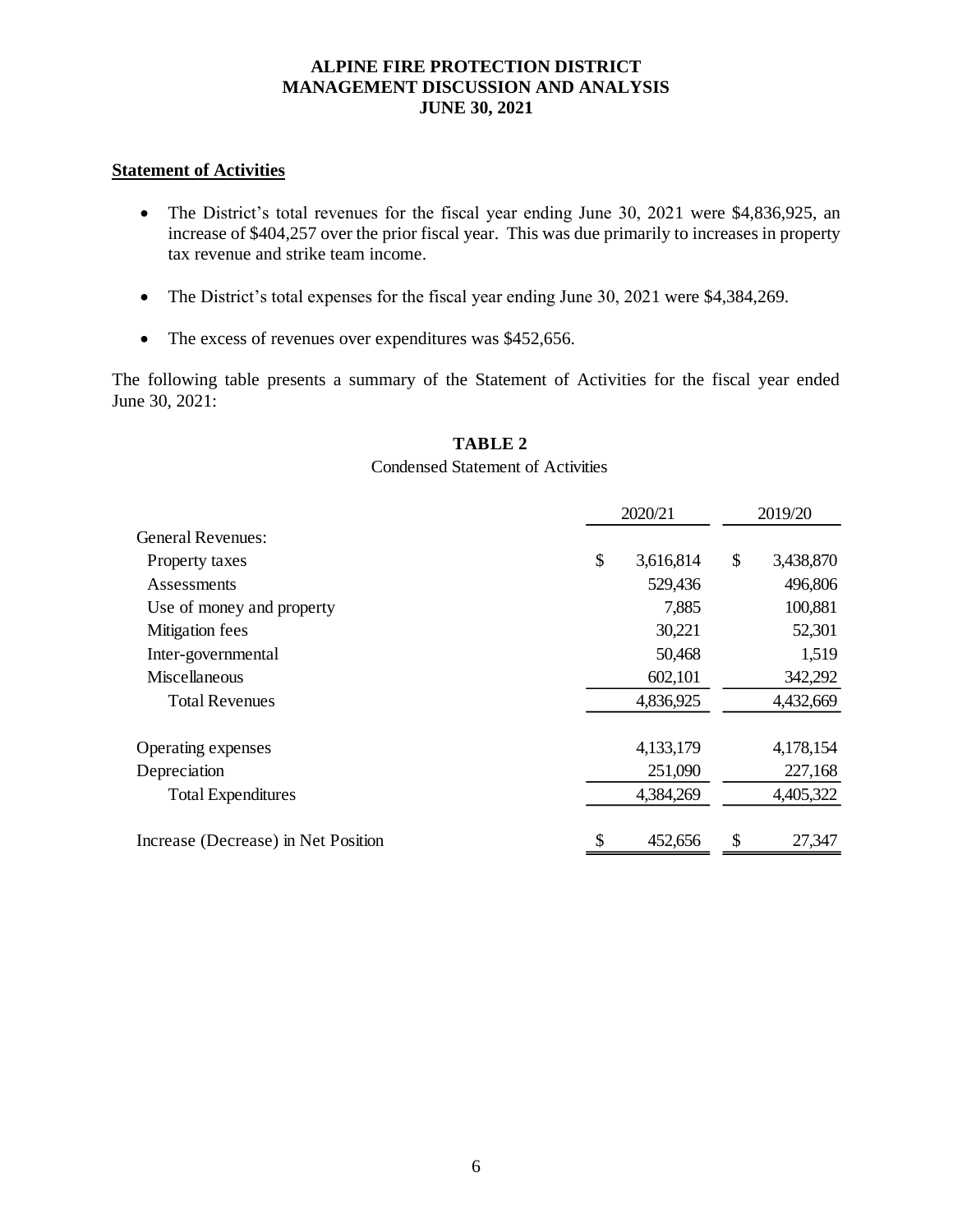## Statement of Activities

- The District's total revenues for the fiscal year ending June 30, 2021 were $4,836,925, an increase of $404,257 over the prior fiscal year. This was due primarily to increases in property tax revenue and strike team income.
- The District's total expenses for the fiscal year ending June 30, 2021 were $4,384,269.
- The excess of revenues over expenditures was $452,656.

The following table presents a summary of the Statement of Activities for the fiscal year ended June 30, 2021:

**TABLE 2**

Condensed Statement of Activities

| | 2020/21 | 2019/20 |
|---|---|---|
| General Revenues: | | |
| Property taxes | $ 3,616,814 | $ 3,438,870 |
| Assessments | 529,436 | 496,806 |
| Use of money and property | 7,885 | 100,881 |
| Mitigation fees | 30,221 | 52,301 |
| Inter-governmental | 50,468 | 1,519 |
| Miscellaneous | 602,101 | 342,292 |
| Total Revenues | 4,836,925 | 4,432,669 |
| | | |
| Operating expenses | 4,133,179 | 4,178,154 |
| Depreciation | 251,090 | 227,168 |
| Total Expenditures | 4,384,269 | 4,405,322 |
| | | |
| Increase (Decrease) in Net Position | $ 452,656 | $ 27,347 |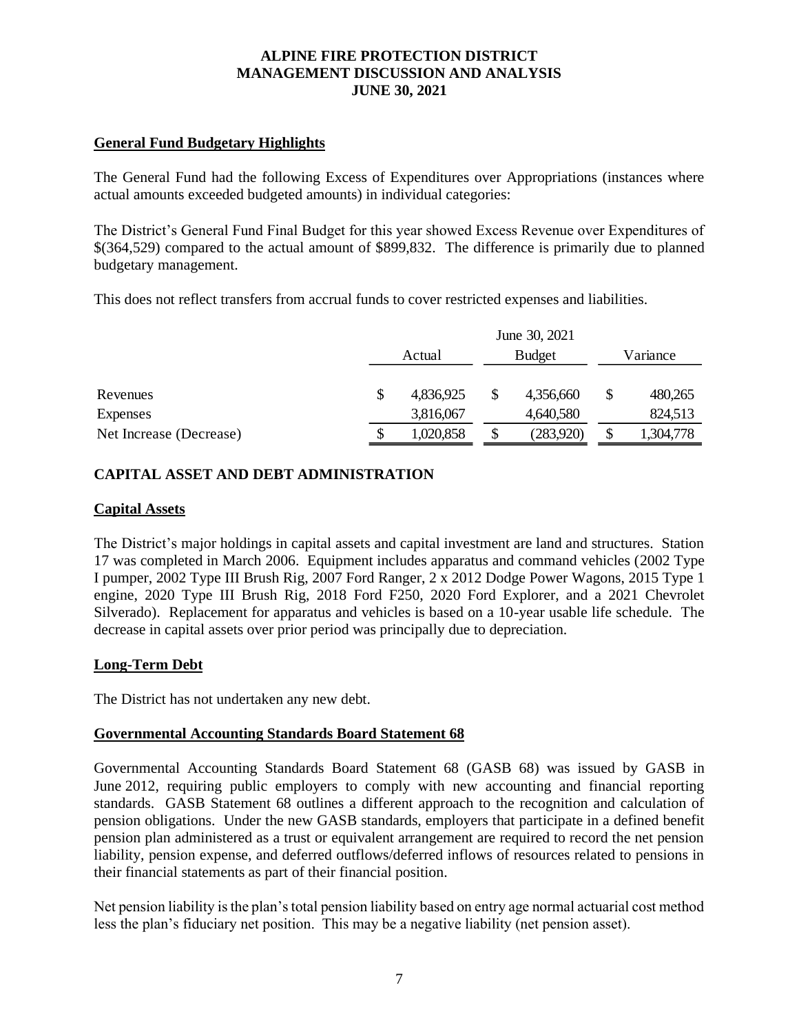# ALPINE FIRE PROTECTION DISTRICT
# MANAGEMENT DISCUSSION AND ANALYSIS
# JUNE 30, 2021

**General Fund Budgetary Highlights**

The General Fund had the following Excess of Expenditures over Appropriations (instances where actual amounts exceeded budgeted amounts) in individual categories:

The District's General Fund Final Budget for this year showed Excess Revenue over Expenditures of $(364,529) compared to the actual amount of $899,832. The difference is primarily due to planned budgetary management.

This does not reflect transfers from accrual funds to cover restricted expenses and liabilities.

| | June 30, 2021 | | |
|---|---|---|---|
| | Actual | Budget | Variance |
| Revenues | $ 4,836,925 | $ 4,356,660 | $ 480,265 |
| Expenses | 3,816,067 | 4,640,580 | 824,513 |
| Net Increase (Decrease) | $ 1,020,858 | $ (283,920) | $ 1,304,778 |

## CAPITAL ASSET AND DEBT ADMINISTRATION

**Capital Assets**

The District's major holdings in capital assets and capital investment are land and structures. Station 17 was completed in March 2006. Equipment includes apparatus and command vehicles (2002 Type I pumper, 2002 Type III Brush Rig, 2007 Ford Ranger, 2 x 2012 Dodge Power Wagons, 2015 Type 1 engine, 2020 Type III Brush Rig, 2018 Ford F250, 2020 Ford Explorer, and a 2021 Chevrolet Silverado). Replacement for apparatus and vehicles is based on a 10-year usable life schedule. The decrease in capital assets over prior period was principally due to depreciation.

**Long-Term Debt**

The District has not undertaken any new debt.

**Governmental Accounting Standards Board Statement 68**

Governmental Accounting Standards Board Statement 68 (GASB 68) was issued by GASB in June 2012, requiring public employers to comply with new accounting and financial reporting standards. GASB Statement 68 outlines a different approach to the recognition and calculation of pension obligations. Under the new GASB standards, employers that participate in a defined benefit pension plan administered as a trust or equivalent arrangement are required to record the net pension liability, pension expense, and deferred outflows/deferred inflows of resources related to pensions in their financial statements as part of their financial position.

Net pension liability is the plan's total pension liability based on entry age normal actuarial cost method less the plan's fiduciary net position. This may be a negative liability (net pension asset).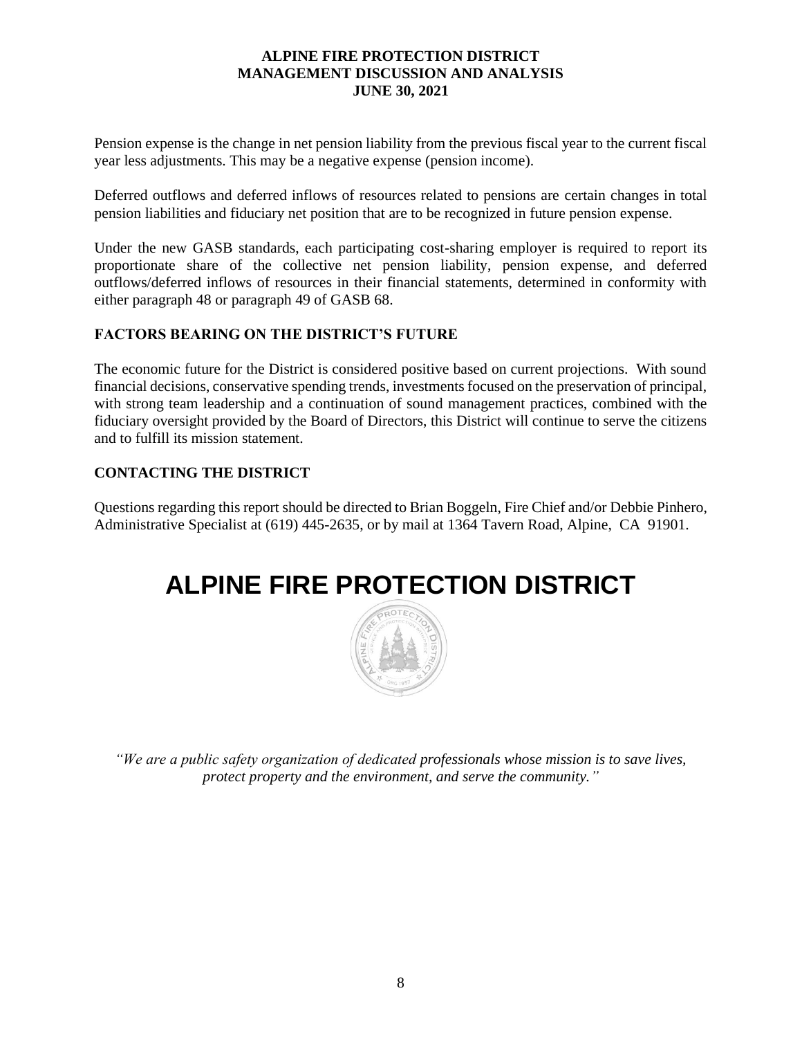Pension expense is the change in net pension liability from the previous fiscal year to the current fiscal year less adjustments. This may be a negative expense (pension income).

Deferred outflows and deferred inflows of resources related to pensions are certain changes in total pension liabilities and fiduciary net position that are to be recognized in future pension expense.

Under the new GASB standards, each participating cost-sharing employer is required to report its proportionate share of the collective net pension liability, pension expense, and deferred outflows/deferred inflows of resources in their financial statements, determined in conformity with either paragraph 48 or paragraph 49 of GASB 68.

## FACTORS BEARING ON THE DISTRICT'S FUTURE

The economic future for the District is considered positive based on current projections. With sound financial decisions, conservative spending trends, investments focused on the preservation of principal, with strong team leadership and a continuation of sound management practices, combined with the fiduciary oversight provided by the Board of Directors, this District will continue to serve the citizens and to fulfill its mission statement.

## CONTACTING THE DISTRICT

Questions regarding this report should be directed to Brian Boggeln, Fire Chief and/or Debbie Pinhero, Administrative Specialist at (619) 445-2635, or by mail at 1364 Tavern Road, Alpine, CA 91901.

# ALPINE FIRE PROTECTION DISTRICT

*"We are a public safety organization of dedicated professionals whose mission is to save lives, protect property and the environment, and serve the community."*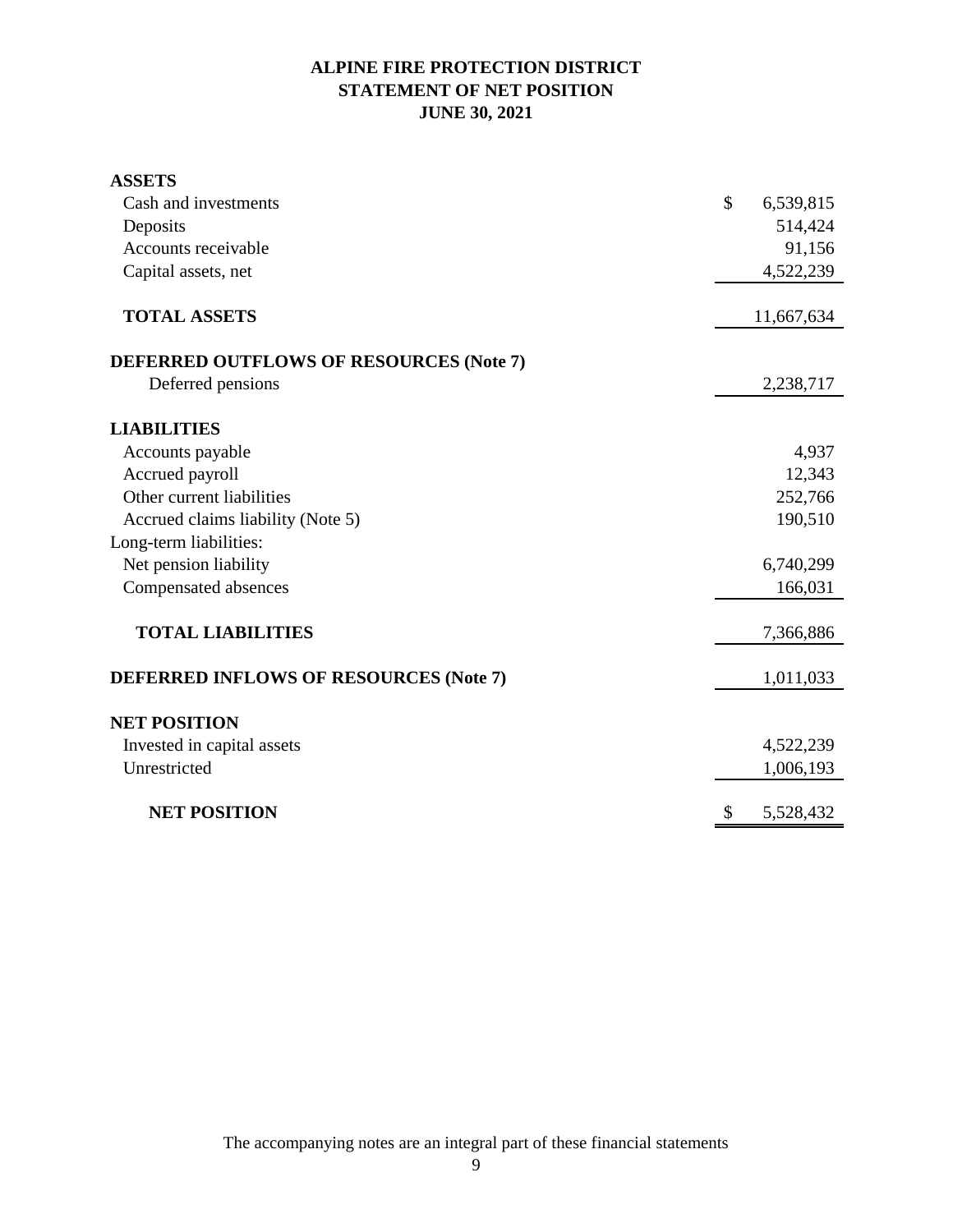# ALPINE FIRE PROTECTION DISTRICT
## STATEMENT OF NET POSITION
## JUNE 30, 2021

| | |
|---|---|
| **ASSETS** | |
| Cash and investments | $ 6,539,815 |
| Deposits | 514,424 |
| Accounts receivable | 91,156 |
| Capital assets, net | 4,522,239 |
| **TOTAL ASSETS** | 11,667,634 |
| **DEFERRED OUTFLOWS OF RESOURCES (Note 7)** | |
| Deferred pensions | 2,238,717 |
| **LIABILITIES** | |
| Accounts payable | 4,937 |
| Accrued payroll | 12,343 |
| Other current liabilities | 252,766 |
| Accrued claims liability (Note 5) | 190,510 |
| Long-term liabilities: | |
| Net pension liability | 6,740,299 |
| Compensated absences | 166,031 |
| **TOTAL LIABILITIES** | 7,366,886 |
| **DEFERRED INFLOWS OF RESOURCES (Note 7)** | 1,011,033 |
| **NET POSITION** | |
| Invested in capital assets | 4,522,239 |
| Unrestricted | 1,006,193 |
| **NET POSITION** | $ 5,528,432 |

The accompanying notes are an integral part of these financial statements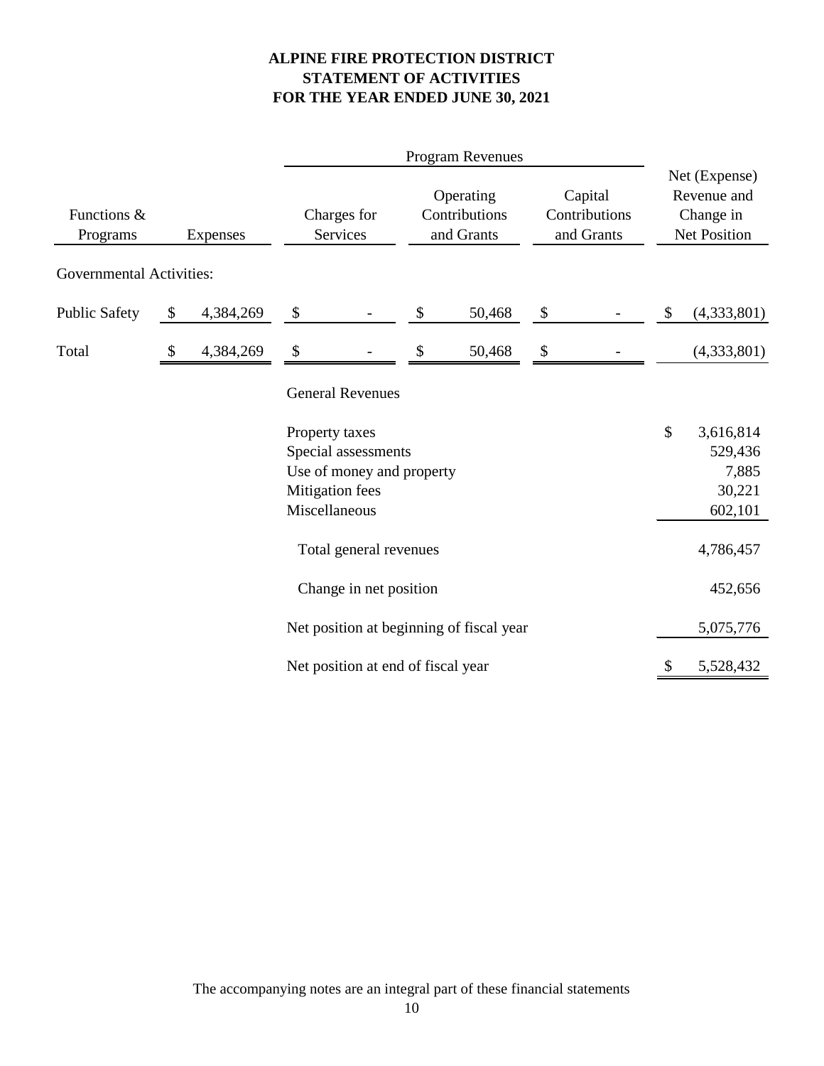# ALPINE FIRE PROTECTION DISTRICT
## STATEMENT OF ACTIVITIES
## FOR THE YEAR ENDED JUNE 30, 2021

| Functions & Programs | Expenses | Program Revenues: Charges for Services | Program Revenues: Operating Contributions and Grants | Program Revenues: Capital Contributions and Grants | Net (Expense) Revenue and Change in Net Position |
|---|---|---|---|---|---|
| Governmental Activities: | | | | | |
| Public Safety | $ 4,384,269 | $ - | $ 50,468 | $ - | $ (4,333,801) |
| Total | $ 4,384,269 | $ - | $ 50,468 | $ - | (4,333,801) |
| | | General Revenues | | | |
| | | Property taxes | | | $ 3,616,814 |
| | | Special assessments | | | 529,436 |
| | | Use of money and property | | | 7,885 |
| | | Mitigation fees | | | 30,221 |
| | | Miscellaneous | | | 602,101 |
| | | Total general revenues | | | 4,786,457 |
| | | Change in net position | | | 452,656 |
| | | Net position at beginning of fiscal year | | | 5,075,776 |
| | | Net position at end of fiscal year | | | $ 5,528,432 |

The accompanying notes are an integral part of these financial statements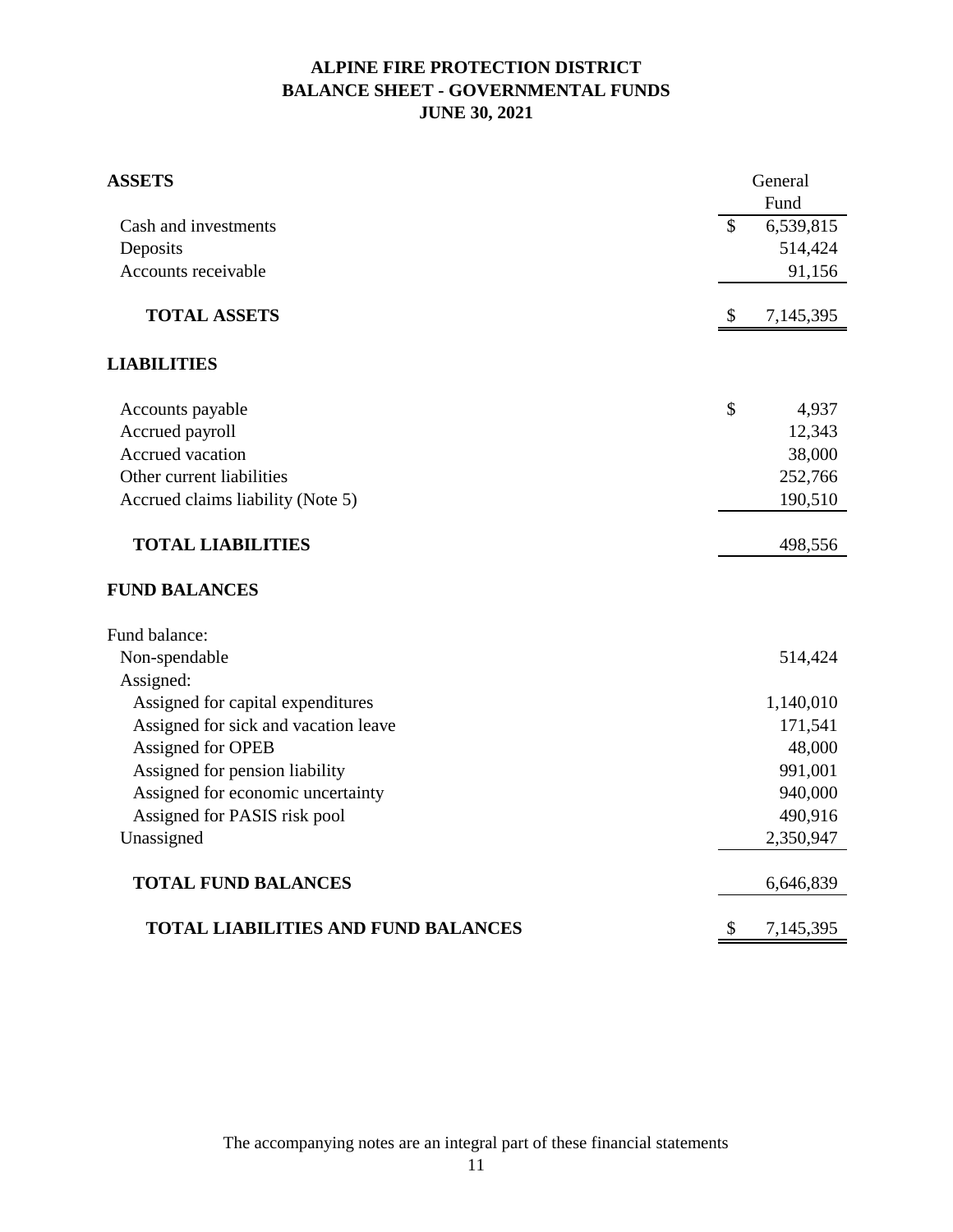# ALPINE FIRE PROTECTION DISTRICT
## BALANCE SHEET - GOVERNMENTAL FUNDS
### JUNE 30, 2021

| | General Fund |
|---|---|
| **ASSETS** | |
| Cash and investments | $ 6,539,815 |
| Deposits | 514,424 |
| Accounts receivable | 91,156 |
| **TOTAL ASSETS** | $ 7,145,395 |
| **LIABILITIES** | |
| Accounts payable | $ 4,937 |
| Accrued payroll | 12,343 |
| Accrued vacation | 38,000 |
| Other current liabilities | 252,766 |
| Accrued claims liability (Note 5) | 190,510 |
| **TOTAL LIABILITIES** | 498,556 |
| **FUND BALANCES** | |
| Fund balance: | |
| Non-spendable | 514,424 |
| Assigned: | |
| Assigned for capital expenditures | 1,140,010 |
| Assigned for sick and vacation leave | 171,541 |
| Assigned for OPEB | 48,000 |
| Assigned for pension liability | 991,001 |
| Assigned for economic uncertainty | 940,000 |
| Assigned for PASIS risk pool | 490,916 |
| Unassigned | 2,350,947 |
| **TOTAL FUND BALANCES** | 6,646,839 |
| **TOTAL LIABILITIES AND FUND BALANCES** | $ 7,145,395 |

The accompanying notes are an integral part of these financial statements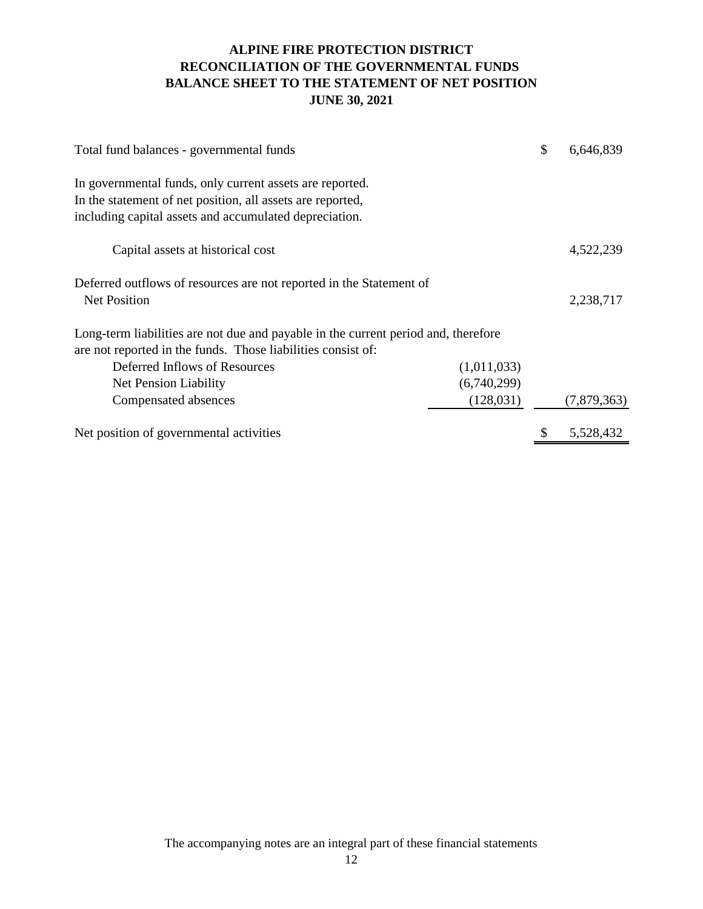# ALPINE FIRE PROTECTION DISTRICT
# RECONCILIATION OF THE GOVERNMENTAL FUNDS BALANCE SHEET TO THE STATEMENT OF NET POSITION
# JUNE 30, 2021

| | | |
|---|---|---|
| Total fund balances - governmental funds | | $ 6,646,839 |
| In governmental funds, only current assets are reported. In the statement of net position, all assets are reported, including capital assets and accumulated depreciation. | | |
| Capital assets at historical cost | | 4,522,239 |
| Deferred outflows of resources are not reported in the Statement of Net Position | | 2,238,717 |
| Long-term liabilities are not due and payable in the current period and, therefore are not reported in the funds. Those liabilities consist of: | | |
| Deferred Inflows of Resources | (1,011,033) | |
| Net Pension Liability | (6,740,299) | |
| Compensated absences | (128,031) | (7,879,363) |
| Net position of governmental activities | | $ 5,528,432 |

The accompanying notes are an integral part of these financial statements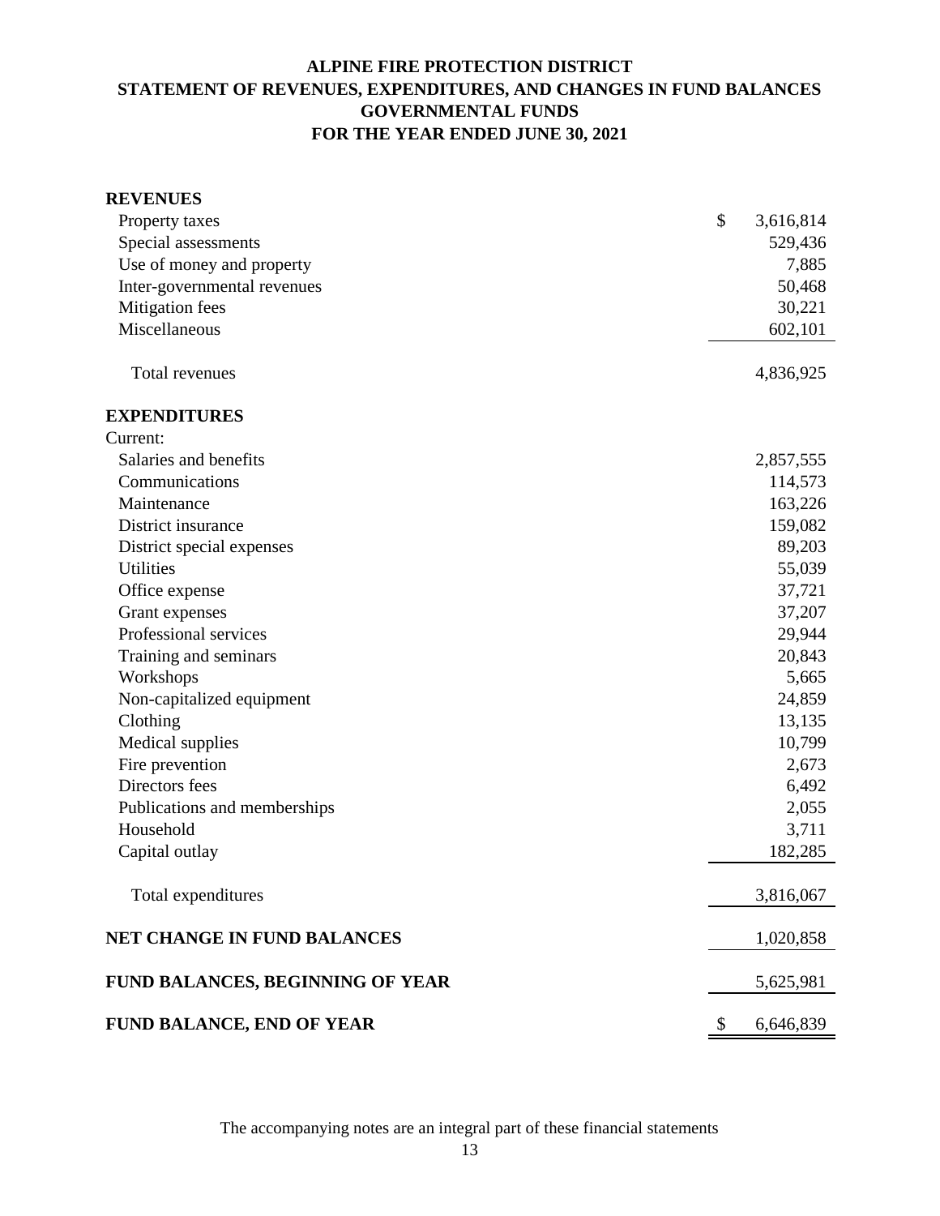# ALPINE FIRE PROTECTION DISTRICT
## STATEMENT OF REVENUES, EXPENDITURES, AND CHANGES IN FUND BALANCES
## GOVERNMENTAL FUNDS
## FOR THE YEAR ENDED JUNE 30, 2021

| | |
|---|---|
| **REVENUES** | |
| Property taxes | $ 3,616,814 |
| Special assessments | 529,436 |
| Use of money and property | 7,885 |
| Inter-governmental revenues | 50,468 |
| Mitigation fees | 30,221 |
| Miscellaneous | 602,101 |
| Total revenues | 4,836,925 |
| **EXPENDITURES** | |
| Current: | |
| Salaries and benefits | 2,857,555 |
| Communications | 114,573 |
| Maintenance | 163,226 |
| District insurance | 159,082 |
| District special expenses | 89,203 |
| Utilities | 55,039 |
| Office expense | 37,721 |
| Grant expenses | 37,207 |
| Professional services | 29,944 |
| Training and seminars | 20,843 |
| Workshops | 5,665 |
| Non-capitalized equipment | 24,859 |
| Clothing | 13,135 |
| Medical supplies | 10,799 |
| Fire prevention | 2,673 |
| Directors fees | 6,492 |
| Publications and memberships | 2,055 |
| Household | 3,711 |
| Capital outlay | 182,285 |
| Total expenditures | 3,816,067 |
| **NET CHANGE IN FUND BALANCES** | 1,020,858 |
| **FUND BALANCES, BEGINNING OF YEAR** | 5,625,981 |
| **FUND BALANCE, END OF YEAR** | $ 6,646,839 |

The accompanying notes are an integral part of these financial statements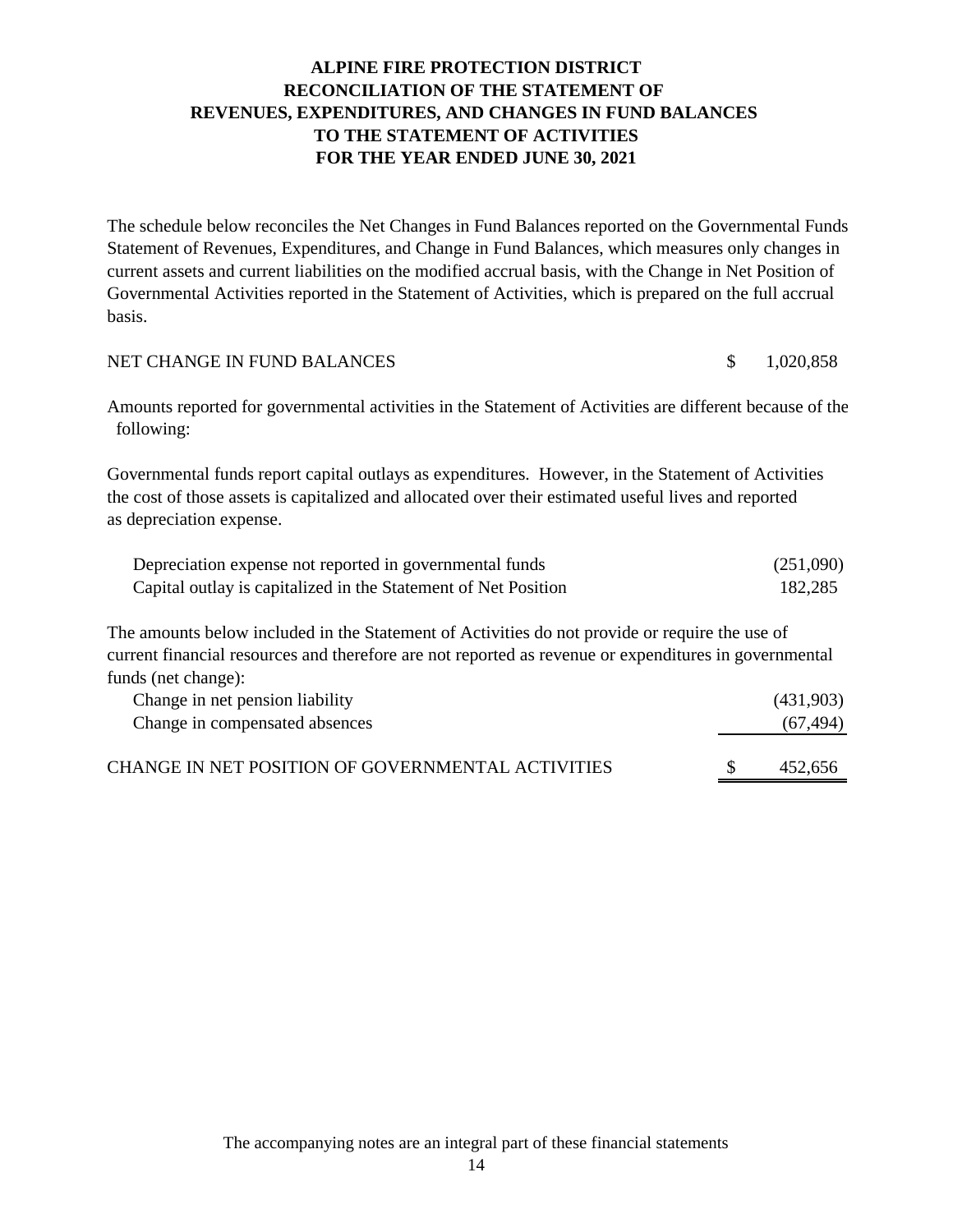# ALPINE FIRE PROTECTION DISTRICT
## RECONCILIATION OF THE STATEMENT OF REVENUES, EXPENDITURES, AND CHANGES IN FUND BALANCES TO THE STATEMENT OF ACTIVITIES
### FOR THE YEAR ENDED JUNE 30, 2021

The schedule below reconciles the Net Changes in Fund Balances reported on the Governmental Funds Statement of Revenues, Expenditures, and Change in Fund Balances, which measures only changes in current assets and current liabilities on the modified accrual basis, with the Change in Net Position of Governmental Activities reported in the Statement of Activities, which is prepared on the full accrual basis.

| | |
|---|---|
| NET CHANGE IN FUND BALANCES | $ 1,020,858 |
| Amounts reported for governmental activities in the Statement of Activities are different because of the following: | |
| Governmental funds report capital outlays as expenditures. However, in the Statement of Activities the cost of those assets is capitalized and allocated over their estimated useful lives and reported as depreciation expense. | |
| Depreciation expense not reported in governmental funds | (251,090) |
| Capital outlay is capitalized in the Statement of Net Position | 182,285 |
| The amounts below included in the Statement of Activities do not provide or require the use of current financial resources and therefore are not reported as revenue or expenditures in governmental funds (net change): | |
| Change in net pension liability | (431,903) |
| Change in compensated absences | (67,494) |
| CHANGE IN NET POSITION OF GOVERNMENTAL ACTIVITIES | $ 452,656 |

The accompanying notes are an integral part of these financial statements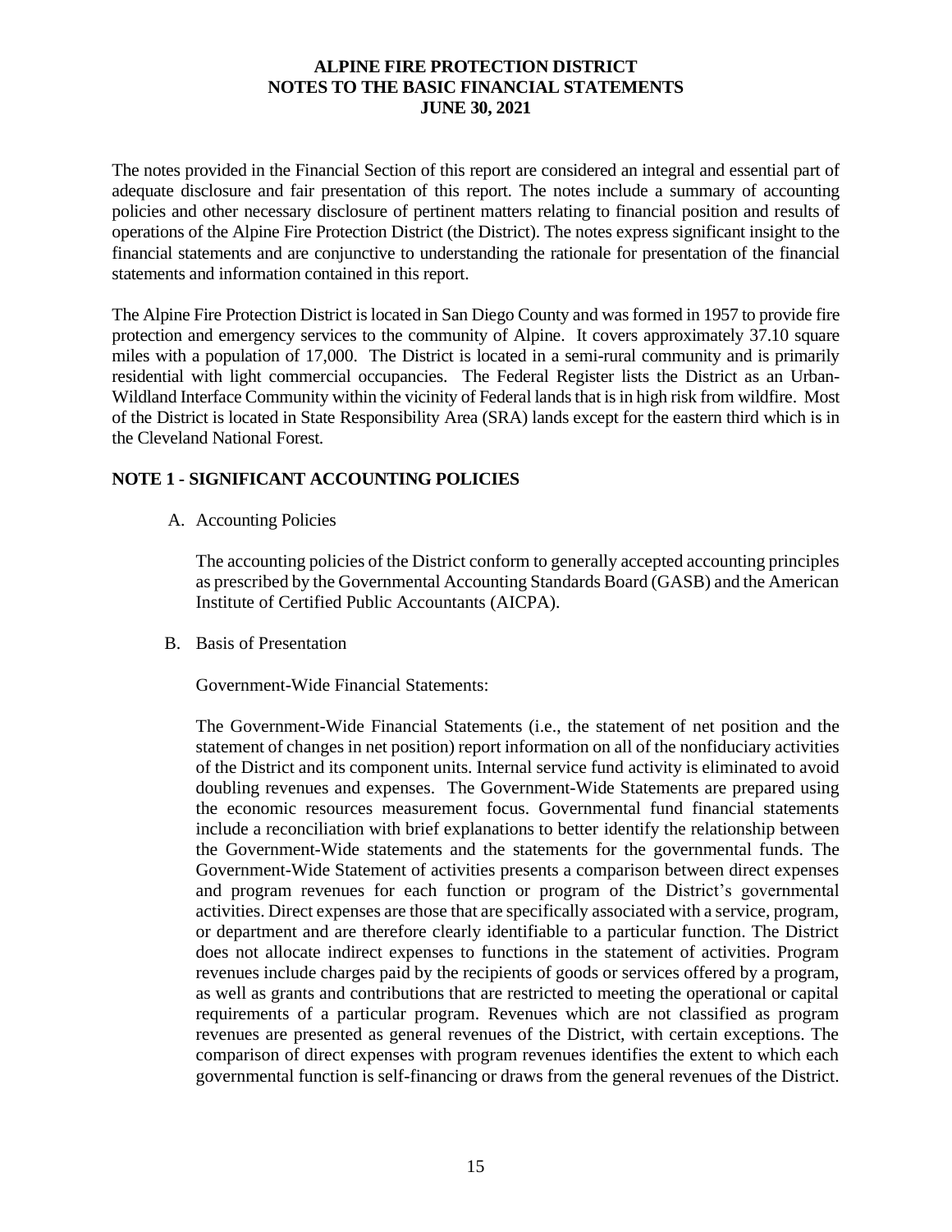# ALPINE FIRE PROTECTION DISTRICT
## NOTES TO THE BASIC FINANCIAL STATEMENTS
### JUNE 30, 2021

The notes provided in the Financial Section of this report are considered an integral and essential part of adequate disclosure and fair presentation of this report. The notes include a summary of accounting policies and other necessary disclosure of pertinent matters relating to financial position and results of operations of the Alpine Fire Protection District (the District). The notes express significant insight to the financial statements and are conjunctive to understanding the rationale for presentation of the financial statements and information contained in this report.

The Alpine Fire Protection District is located in San Diego County and was formed in 1957 to provide fire protection and emergency services to the community of Alpine. It covers approximately 37.10 square miles with a population of 17,000. The District is located in a semi-rural community and is primarily residential with light commercial occupancies. The Federal Register lists the District as an Urban-Wildland Interface Community within the vicinity of Federal lands that is in high risk from wildfire. Most of the District is located in State Responsibility Area (SRA) lands except for the eastern third which is in the Cleveland National Forest.

## NOTE 1 - SIGNIFICANT ACCOUNTING POLICIES

A. Accounting Policies

The accounting policies of the District conform to generally accepted accounting principles as prescribed by the Governmental Accounting Standards Board (GASB) and the American Institute of Certified Public Accountants (AICPA).

B. Basis of Presentation

Government-Wide Financial Statements:

The Government-Wide Financial Statements (i.e., the statement of net position and the statement of changes in net position) report information on all of the nonfiduciary activities of the District and its component units. Internal service fund activity is eliminated to avoid doubling revenues and expenses. The Government-Wide Statements are prepared using the economic resources measurement focus. Governmental fund financial statements include a reconciliation with brief explanations to better identify the relationship between the Government-Wide statements and the statements for the governmental funds. The Government-Wide Statement of activities presents a comparison between direct expenses and program revenues for each function or program of the District's governmental activities. Direct expenses are those that are specifically associated with a service, program, or department and are therefore clearly identifiable to a particular function. The District does not allocate indirect expenses to functions in the statement of activities. Program revenues include charges paid by the recipients of goods or services offered by a program, as well as grants and contributions that are restricted to meeting the operational or capital requirements of a particular program. Revenues which are not classified as program revenues are presented as general revenues of the District, with certain exceptions. The comparison of direct expenses with program revenues identifies the extent to which each governmental function is self-financing or draws from the general revenues of the District.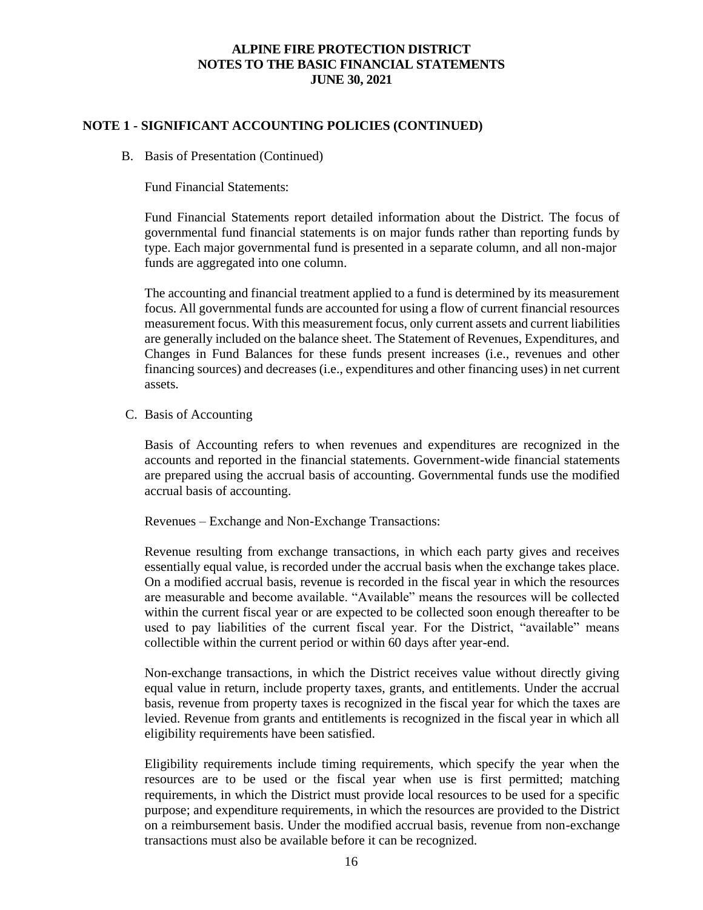## NOTE 1 - SIGNIFICANT ACCOUNTING POLICIES (CONTINUED)

B. Basis of Presentation (Continued)

Fund Financial Statements:

Fund Financial Statements report detailed information about the District. The focus of governmental fund financial statements is on major funds rather than reporting funds by type. Each major governmental fund is presented in a separate column, and all non-major funds are aggregated into one column.

The accounting and financial treatment applied to a fund is determined by its measurement focus. All governmental funds are accounted for using a flow of current financial resources measurement focus. With this measurement focus, only current assets and current liabilities are generally included on the balance sheet. The Statement of Revenues, Expenditures, and Changes in Fund Balances for these funds present increases (i.e., revenues and other financing sources) and decreases (i.e., expenditures and other financing uses) in net current assets.

C. Basis of Accounting

Basis of Accounting refers to when revenues and expenditures are recognized in the accounts and reported in the financial statements. Government-wide financial statements are prepared using the accrual basis of accounting. Governmental funds use the modified accrual basis of accounting.

Revenues – Exchange and Non-Exchange Transactions:

Revenue resulting from exchange transactions, in which each party gives and receives essentially equal value, is recorded under the accrual basis when the exchange takes place. On a modified accrual basis, revenue is recorded in the fiscal year in which the resources are measurable and become available. "Available" means the resources will be collected within the current fiscal year or are expected to be collected soon enough thereafter to be used to pay liabilities of the current fiscal year. For the District, "available" means collectible within the current period or within 60 days after year-end.

Non-exchange transactions, in which the District receives value without directly giving equal value in return, include property taxes, grants, and entitlements. Under the accrual basis, revenue from property taxes is recognized in the fiscal year for which the taxes are levied. Revenue from grants and entitlements is recognized in the fiscal year in which all eligibility requirements have been satisfied.

Eligibility requirements include timing requirements, which specify the year when the resources are to be used or the fiscal year when use is first permitted; matching requirements, in which the District must provide local resources to be used for a specific purpose; and expenditure requirements, in which the resources are provided to the District on a reimbursement basis. Under the modified accrual basis, revenue from non-exchange transactions must also be available before it can be recognized.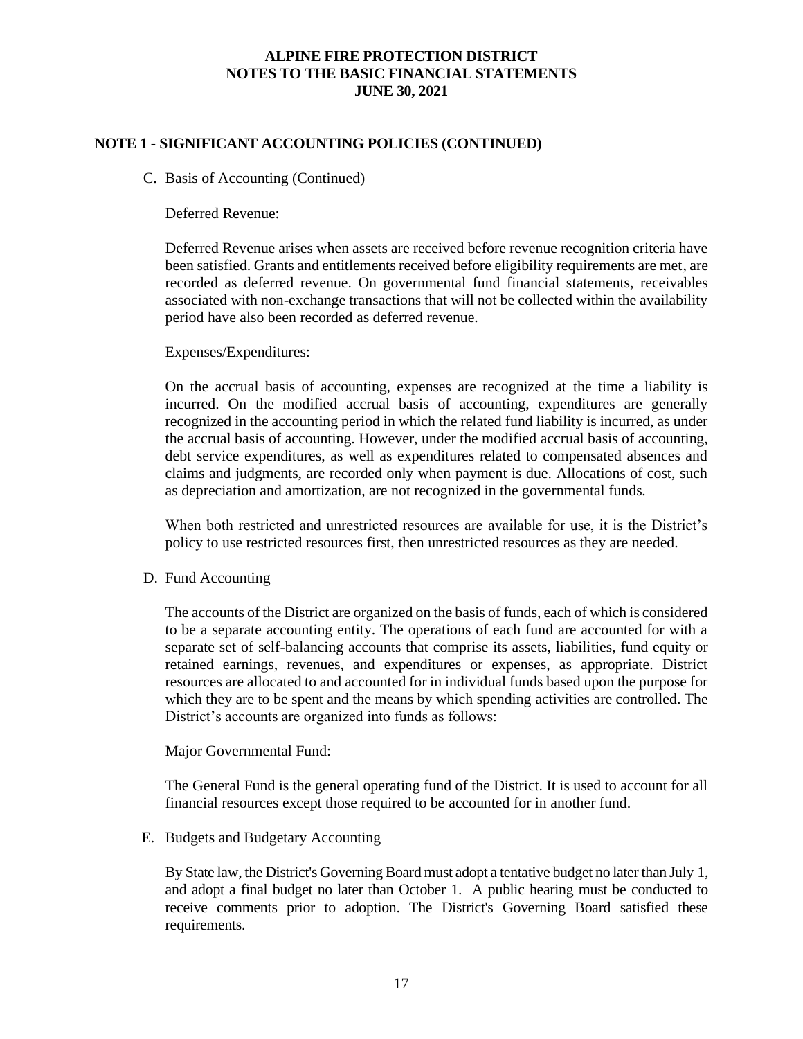**NOTE 1 - SIGNIFICANT ACCOUNTING POLICIES (CONTINUED)**

C. Basis of Accounting (Continued)

Deferred Revenue:

Deferred Revenue arises when assets are received before revenue recognition criteria have been satisfied. Grants and entitlements received before eligibility requirements are met, are recorded as deferred revenue. On governmental fund financial statements, receivables associated with non-exchange transactions that will not be collected within the availability period have also been recorded as deferred revenue.

Expenses/Expenditures:

On the accrual basis of accounting, expenses are recognized at the time a liability is incurred. On the modified accrual basis of accounting, expenditures are generally recognized in the accounting period in which the related fund liability is incurred, as under the accrual basis of accounting. However, under the modified accrual basis of accounting, debt service expenditures, as well as expenditures related to compensated absences and claims and judgments, are recorded only when payment is due. Allocations of cost, such as depreciation and amortization, are not recognized in the governmental funds.

When both restricted and unrestricted resources are available for use, it is the District's policy to use restricted resources first, then unrestricted resources as they are needed.

D. Fund Accounting

The accounts of the District are organized on the basis of funds, each of which is considered to be a separate accounting entity. The operations of each fund are accounted for with a separate set of self-balancing accounts that comprise its assets, liabilities, fund equity or retained earnings, revenues, and expenditures or expenses, as appropriate. District resources are allocated to and accounted for in individual funds based upon the purpose for which they are to be spent and the means by which spending activities are controlled. The District's accounts are organized into funds as follows:

Major Governmental Fund:

The General Fund is the general operating fund of the District. It is used to account for all financial resources except those required to be accounted for in another fund.

E. Budgets and Budgetary Accounting

By State law, the District's Governing Board must adopt a tentative budget no later than July 1, and adopt a final budget no later than October 1. A public hearing must be conducted to receive comments prior to adoption. The District's Governing Board satisfied these requirements.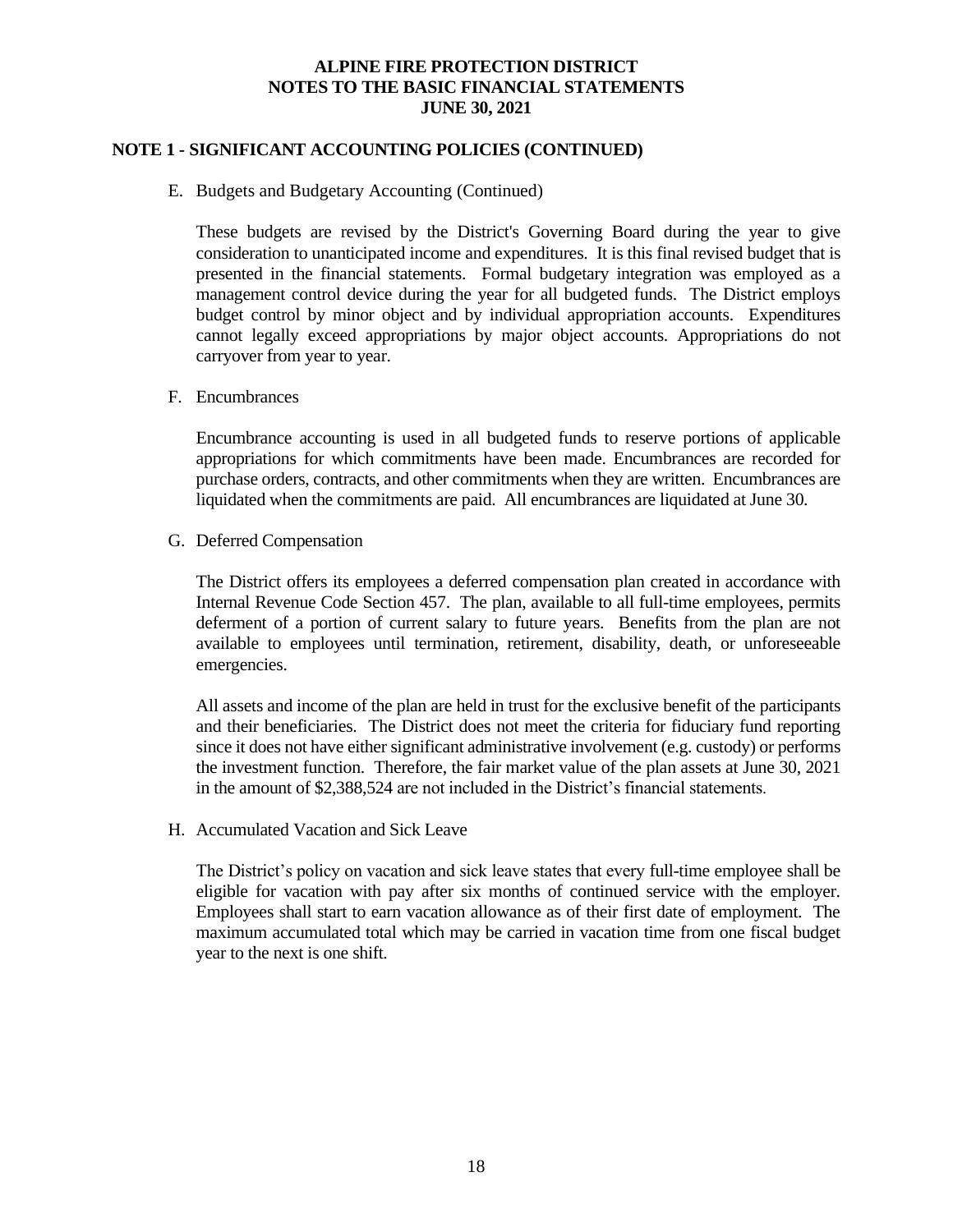## NOTE 1 - SIGNIFICANT ACCOUNTING POLICIES (CONTINUED)

E. Budgets and Budgetary Accounting (Continued)

These budgets are revised by the District's Governing Board during the year to give consideration to unanticipated income and expenditures. It is this final revised budget that is presented in the financial statements. Formal budgetary integration was employed as a management control device during the year for all budgeted funds. The District employs budget control by minor object and by individual appropriation accounts. Expenditures cannot legally exceed appropriations by major object accounts. Appropriations do not carryover from year to year.

F. Encumbrances

Encumbrance accounting is used in all budgeted funds to reserve portions of applicable appropriations for which commitments have been made. Encumbrances are recorded for purchase orders, contracts, and other commitments when they are written. Encumbrances are liquidated when the commitments are paid. All encumbrances are liquidated at June 30.

G. Deferred Compensation

The District offers its employees a deferred compensation plan created in accordance with Internal Revenue Code Section 457. The plan, available to all full-time employees, permits deferment of a portion of current salary to future years. Benefits from the plan are not available to employees until termination, retirement, disability, death, or unforeseeable emergencies.

All assets and income of the plan are held in trust for the exclusive benefit of the participants and their beneficiaries. The District does not meet the criteria for fiduciary fund reporting since it does not have either significant administrative involvement (e.g. custody) or performs the investment function. Therefore, the fair market value of the plan assets at June 30, 2021 in the amount of $2,388,524 are not included in the District's financial statements.

H. Accumulated Vacation and Sick Leave

The District's policy on vacation and sick leave states that every full-time employee shall be eligible for vacation with pay after six months of continued service with the employer. Employees shall start to earn vacation allowance as of their first date of employment. The maximum accumulated total which may be carried in vacation time from one fiscal budget year to the next is one shift.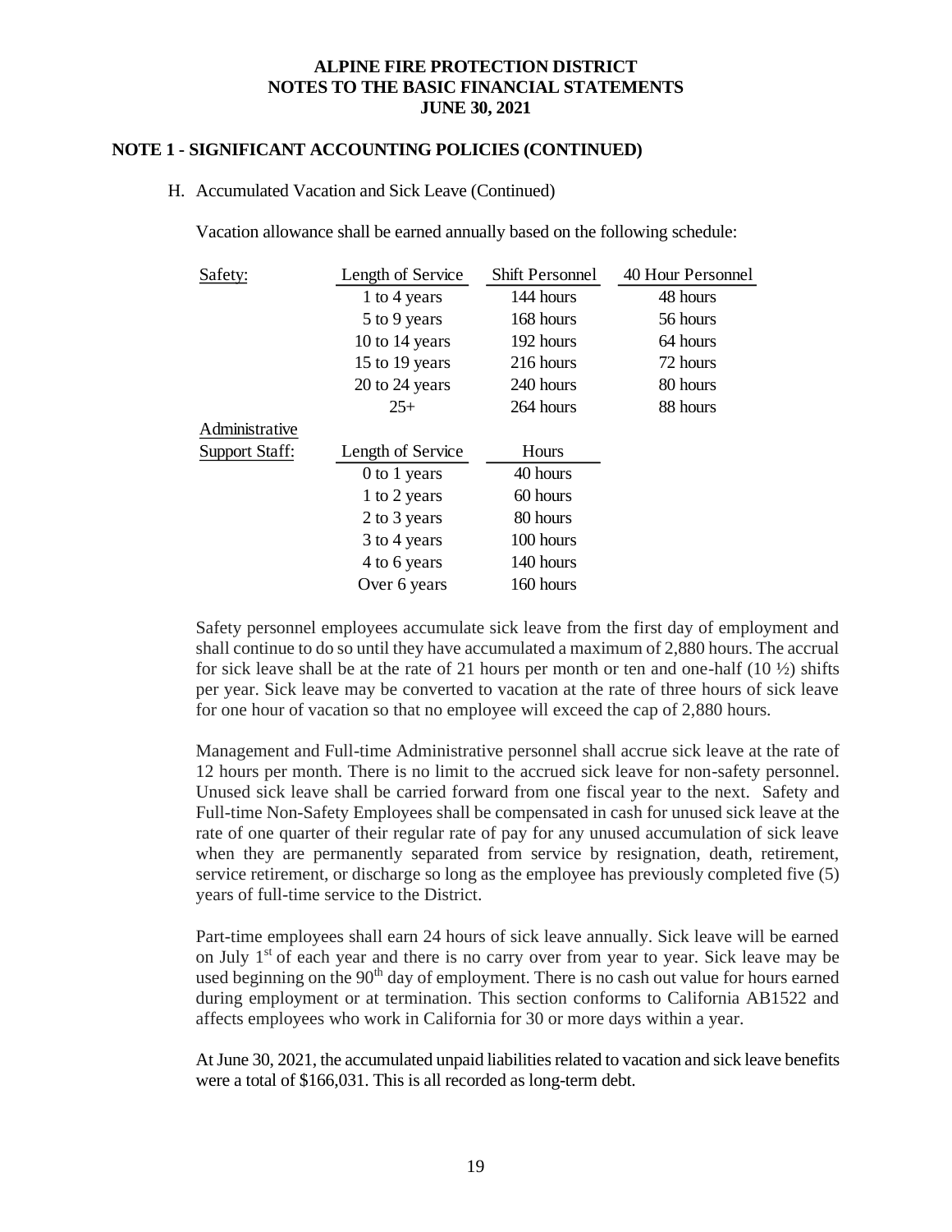## NOTE 1 - SIGNIFICANT ACCOUNTING POLICIES (CONTINUED)

H. Accumulated Vacation and Sick Leave (Continued)

Vacation allowance shall be earned annually based on the following schedule:

| Safety: | Length of Service | Shift Personnel | 40 Hour Personnel |
|---|---|---|---|
| | 1 to 4 years | 144 hours | 48 hours |
| | 5 to 9 years | 168 hours | 56 hours |
| | 10 to 14 years | 192 hours | 64 hours |
| | 15 to 19 years | 216 hours | 72 hours |
| | 20 to 24 years | 240 hours | 80 hours |
| | 25+ | 264 hours | 88 hours |

| Administrative Support Staff: | Length of Service | Hours |
|---|---|---|
| | 0 to 1 years | 40 hours |
| | 1 to 2 years | 60 hours |
| | 2 to 3 years | 80 hours |
| | 3 to 4 years | 100 hours |
| | 4 to 6 years | 140 hours |
| | Over 6 years | 160 hours |

Safety personnel employees accumulate sick leave from the first day of employment and shall continue to do so until they have accumulated a maximum of 2,880 hours. The accrual for sick leave shall be at the rate of 21 hours per month or ten and one-half (10 ½) shifts per year. Sick leave may be converted to vacation at the rate of three hours of sick leave for one hour of vacation so that no employee will exceed the cap of 2,880 hours.

Management and Full-time Administrative personnel shall accrue sick leave at the rate of 12 hours per month. There is no limit to the accrued sick leave for non-safety personnel. Unused sick leave shall be carried forward from one fiscal year to the next. Safety and Full-time Non-Safety Employees shall be compensated in cash for unused sick leave at the rate of one quarter of their regular rate of pay for any unused accumulation of sick leave when they are permanently separated from service by resignation, death, retirement, service retirement, or discharge so long as the employee has previously completed five (5) years of full-time service to the District.

Part-time employees shall earn 24 hours of sick leave annually. Sick leave will be earned on July 1st of each year and there is no carry over from year to year. Sick leave may be used beginning on the 90th day of employment. There is no cash out value for hours earned during employment or at termination. This section conforms to California AB1522 and affects employees who work in California for 30 or more days within a year.

At June 30, 2021, the accumulated unpaid liabilities related to vacation and sick leave benefits were a total of $166,031. This is all recorded as long-term debt.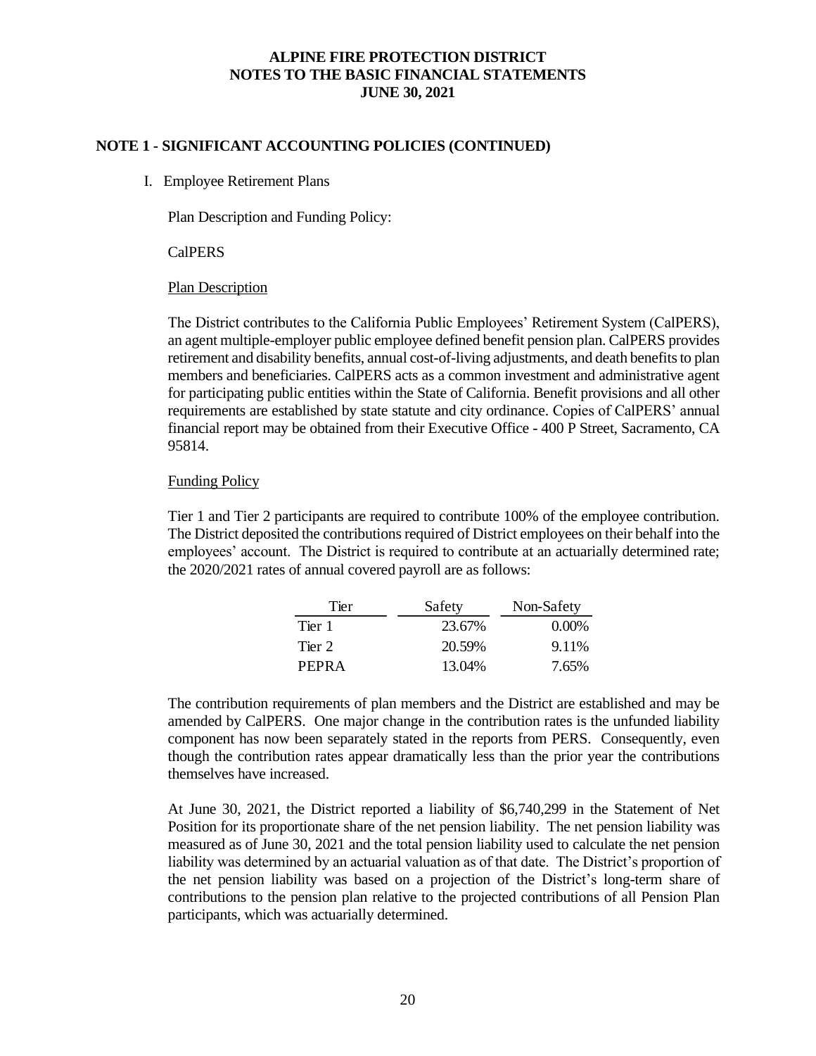# ALPINE FIRE PROTECTION DISTRICT
## NOTES TO THE BASIC FINANCIAL STATEMENTS
## JUNE 30, 2021

### NOTE 1 - SIGNIFICANT ACCOUNTING POLICIES (CONTINUED)

I. Employee Retirement Plans

Plan Description and Funding Policy:

CalPERS

Plan Description

The District contributes to the California Public Employees' Retirement System (CalPERS), an agent multiple-employer public employee defined benefit pension plan. CalPERS provides retirement and disability benefits, annual cost-of-living adjustments, and death benefits to plan members and beneficiaries. CalPERS acts as a common investment and administrative agent for participating public entities within the State of California. Benefit provisions and all other requirements are established by state statute and city ordinance. Copies of CalPERS' annual financial report may be obtained from their Executive Office - 400 P Street, Sacramento, CA 95814.

Funding Policy

Tier 1 and Tier 2 participants are required to contribute 100% of the employee contribution. The District deposited the contributions required of District employees on their behalf into the employees' account. The District is required to contribute at an actuarially determined rate; the 2020/2021 rates of annual covered payroll are as follows:

| Tier | Safety | Non-Safety |
|---|---|---|
| Tier 1 | 23.67% | 0.00% |
| Tier 2 | 20.59% | 9.11% |
| PEPRA | 13.04% | 7.65% |

The contribution requirements of plan members and the District are established and may be amended by CalPERS. One major change in the contribution rates is the unfunded liability component has now been separately stated in the reports from PERS. Consequently, even though the contribution rates appear dramatically less than the prior year the contributions themselves have increased.

At June 30, 2021, the District reported a liability of $6,740,299 in the Statement of Net Position for its proportionate share of the net pension liability. The net pension liability was measured as of June 30, 2021 and the total pension liability used to calculate the net pension liability was determined by an actuarial valuation as of that date. The District's proportion of the net pension liability was based on a projection of the District's long-term share of contributions to the pension plan relative to the projected contributions of all Pension Plan participants, which was actuarially determined.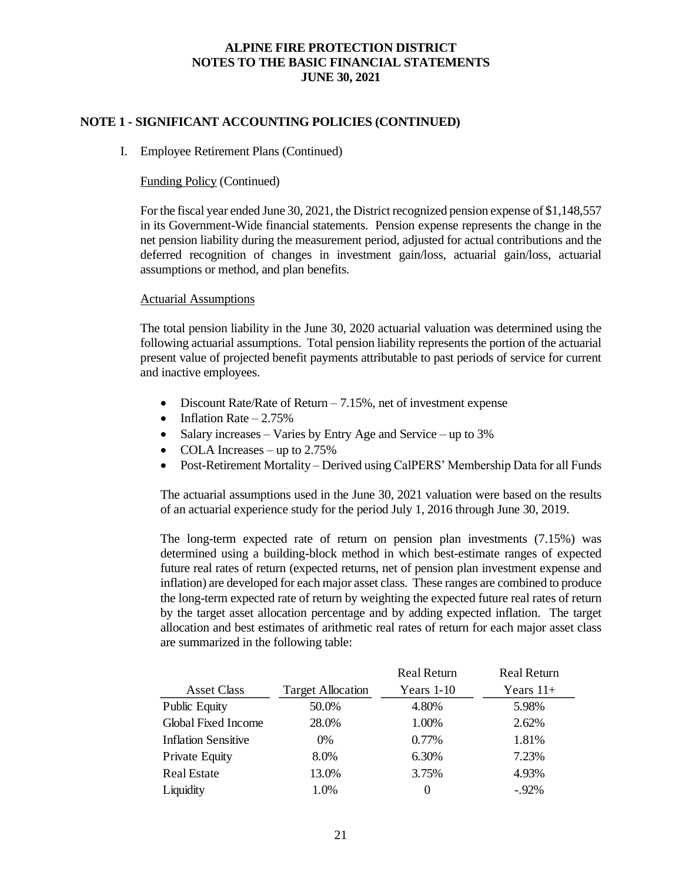## NOTE 1 - SIGNIFICANT ACCOUNTING POLICIES (CONTINUED)

I. Employee Retirement Plans (Continued)

Funding Policy (Continued)

For the fiscal year ended June 30, 2021, the District recognized pension expense of $1,148,557 in its Government-Wide financial statements. Pension expense represents the change in the net pension liability during the measurement period, adjusted for actual contributions and the deferred recognition of changes in investment gain/loss, actuarial gain/loss, actuarial assumptions or method, and plan benefits.

Actuarial Assumptions

The total pension liability in the June 30, 2020 actuarial valuation was determined using the following actuarial assumptions. Total pension liability represents the portion of the actuarial present value of projected benefit payments attributable to past periods of service for current and inactive employees.

- Discount Rate/Rate of Return – 7.15%, net of investment expense
- Inflation Rate – 2.75%
- Salary increases – Varies by Entry Age and Service – up to 3%
- COLA Increases – up to 2.75%
- Post-Retirement Mortality – Derived using CalPERS' Membership Data for all Funds

The actuarial assumptions used in the June 30, 2021 valuation were based on the results of an actuarial experience study for the period July 1, 2016 through June 30, 2019.

The long-term expected rate of return on pension plan investments (7.15%) was determined using a building-block method in which best-estimate ranges of expected future real rates of return (expected returns, net of pension plan investment expense and inflation) are developed for each major asset class. These ranges are combined to produce the long-term expected rate of return by weighting the expected future real rates of return by the target asset allocation percentage and by adding expected inflation. The target allocation and best estimates of arithmetic real rates of return for each major asset class are summarized in the following table:

| Asset Class | Target Allocation | Real Return Years 1-10 | Real Return Years 11+ |
|---|---|---|---|
| Public Equity | 50.0% | 4.80% | 5.98% |
| Global Fixed Income | 28.0% | 1.00% | 2.62% |
| Inflation Sensitive | 0% | 0.77% | 1.81% |
| Private Equity | 8.0% | 6.30% | 7.23% |
| Real Estate | 13.0% | 3.75% | 4.93% |
| Liquidity | 1.0% | 0 | -.92% |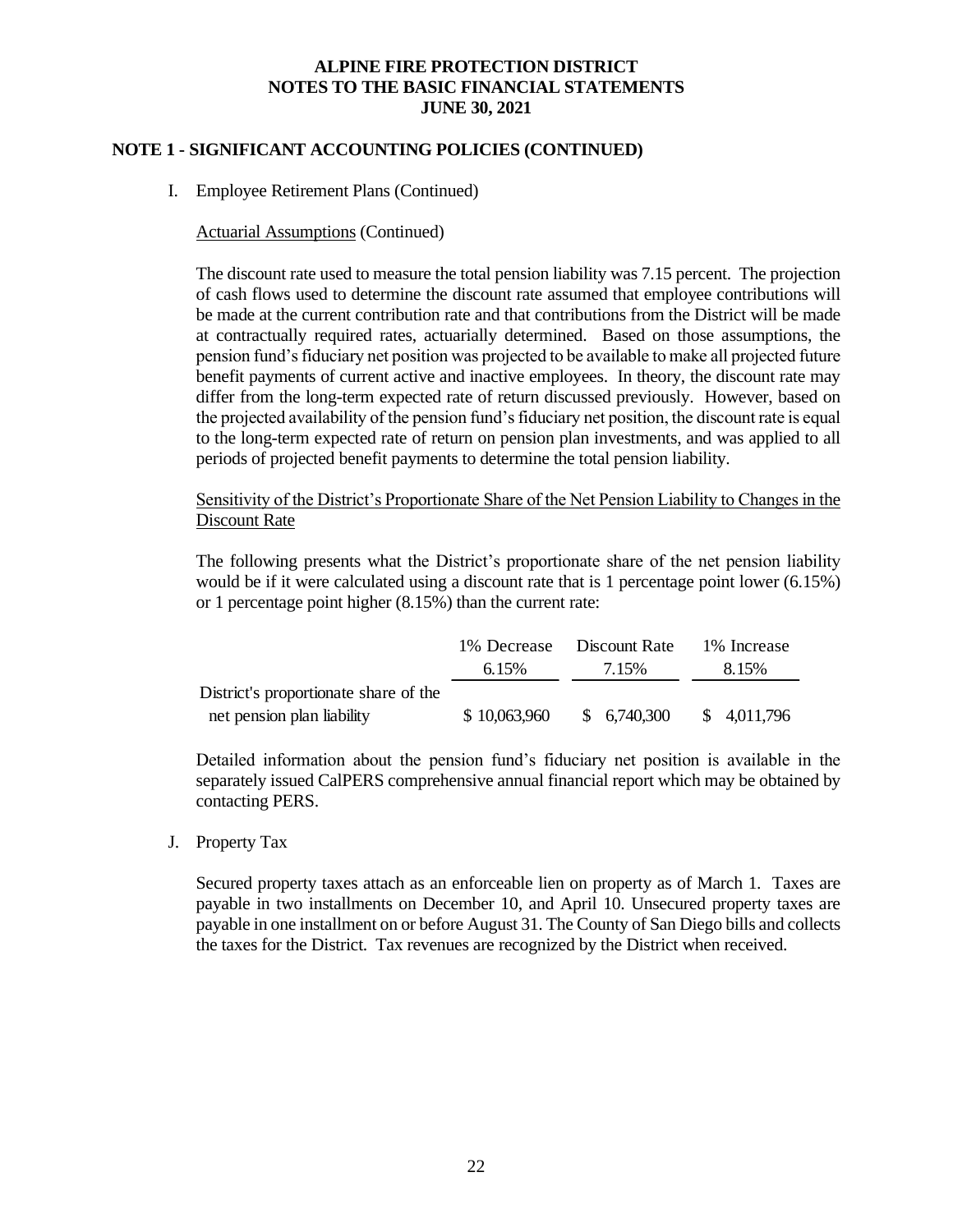# ALPINE FIRE PROTECTION DISTRICT
## NOTES TO THE BASIC FINANCIAL STATEMENTS
## JUNE 30, 2021

### NOTE 1 - SIGNIFICANT ACCOUNTING POLICIES (CONTINUED)

I. Employee Retirement Plans (Continued)

Actuarial Assumptions (Continued)

The discount rate used to measure the total pension liability was 7.15 percent. The projection of cash flows used to determine the discount rate assumed that employee contributions will be made at the current contribution rate and that contributions from the District will be made at contractually required rates, actuarially determined. Based on those assumptions, the pension fund's fiduciary net position was projected to be available to make all projected future benefit payments of current active and inactive employees. In theory, the discount rate may differ from the long-term expected rate of return discussed previously. However, based on the projected availability of the pension fund's fiduciary net position, the discount rate is equal to the long-term expected rate of return on pension plan investments, and was applied to all periods of projected benefit payments to determine the total pension liability.

Sensitivity of the District's Proportionate Share of the Net Pension Liability to Changes in the Discount Rate

The following presents what the District's proportionate share of the net pension liability would be if it were calculated using a discount rate that is 1 percentage point lower (6.15%) or 1 percentage point higher (8.15%) than the current rate:

| | 1% Decrease 6.15% | Discount Rate 7.15% | 1% Increase 8.15% |
|---|---|---|---|
| District's proportionate share of the net pension plan liability | $ 10,063,960 | $ 6,740,300 | $ 4,011,796 |

Detailed information about the pension fund's fiduciary net position is available in the separately issued CalPERS comprehensive annual financial report which may be obtained by contacting PERS.

J. Property Tax

Secured property taxes attach as an enforceable lien on property as of March 1. Taxes are payable in two installments on December 10, and April 10. Unsecured property taxes are payable in one installment on or before August 31. The County of San Diego bills and collects the taxes for the District. Tax revenues are recognized by the District when received.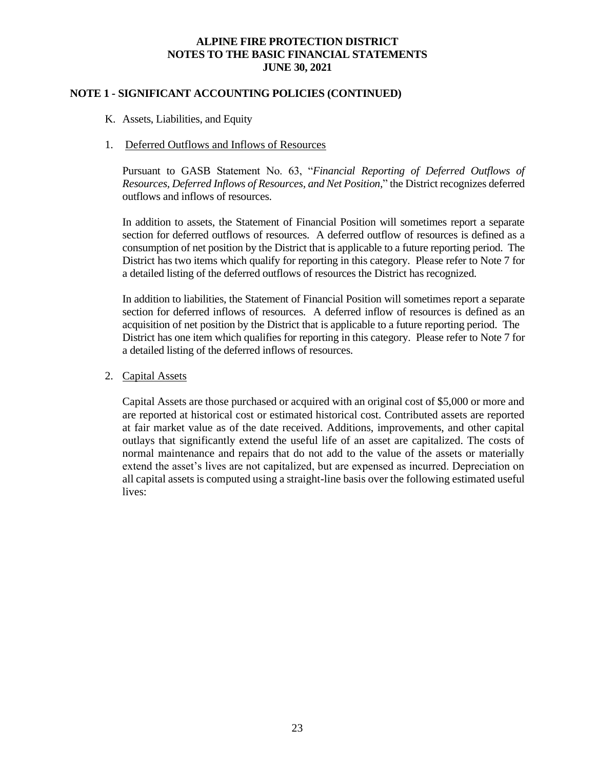# ALPINE FIRE PROTECTION DISTRICT
# NOTES TO THE BASIC FINANCIAL STATEMENTS
# JUNE 30, 2021

## NOTE 1 - SIGNIFICANT ACCOUNTING POLICIES (CONTINUED)

K. Assets, Liabilities, and Equity

1. Deferred Outflows and Inflows of Resources

Pursuant to GASB Statement No. 63, "*Financial Reporting of Deferred Outflows of Resources, Deferred Inflows of Resources, and Net Position,*" the District recognizes deferred outflows and inflows of resources.

In addition to assets, the Statement of Financial Position will sometimes report a separate section for deferred outflows of resources. A deferred outflow of resources is defined as a consumption of net position by the District that is applicable to a future reporting period. The District has two items which qualify for reporting in this category. Please refer to Note 7 for a detailed listing of the deferred outflows of resources the District has recognized.

In addition to liabilities, the Statement of Financial Position will sometimes report a separate section for deferred inflows of resources. A deferred inflow of resources is defined as an acquisition of net position by the District that is applicable to a future reporting period. The District has one item which qualifies for reporting in this category. Please refer to Note 7 for a detailed listing of the deferred inflows of resources.

2. Capital Assets

Capital Assets are those purchased or acquired with an original cost of $5,000 or more and are reported at historical cost or estimated historical cost. Contributed assets are reported at fair market value as of the date received. Additions, improvements, and other capital outlays that significantly extend the useful life of an asset are capitalized. The costs of normal maintenance and repairs that do not add to the value of the assets or materially extend the asset's lives are not capitalized, but are expensed as incurred. Depreciation on all capital assets is computed using a straight-line basis over the following estimated useful lives: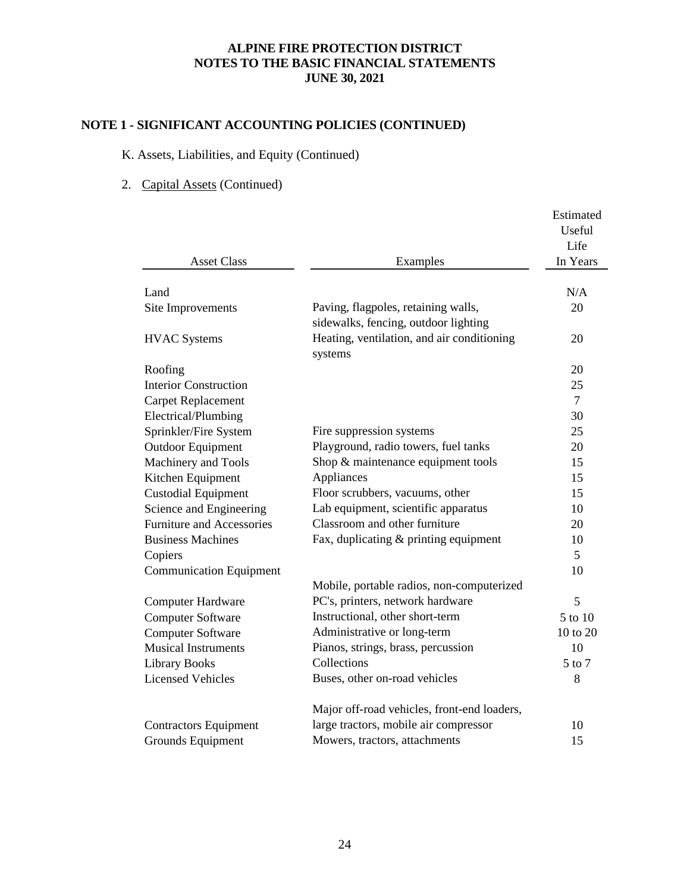# ALPINE FIRE PROTECTION DISTRICT
## NOTES TO THE BASIC FINANCIAL STATEMENTS
## JUNE 30, 2021

### NOTE 1 - SIGNIFICANT ACCOUNTING POLICIES (CONTINUED)

K. Assets, Liabilities, and Equity (Continued)

2. Capital Assets (Continued)

| Asset Class | Examples | Estimated Useful Life In Years |
|---|---|---|
| Land | | N/A |
| Site Improvements | Paving, flagpoles, retaining walls, sidewalks, fencing, outdoor lighting | 20 |
| HVAC Systems | Heating, ventilation, and air conditioning systems | 20 |
| Roofing | | 20 |
| Interior Construction | | 25 |
| Carpet Replacement | | 7 |
| Electrical/Plumbing | | 30 |
| Sprinkler/Fire System | Fire suppression systems | 25 |
| Outdoor Equipment | Playground, radio towers, fuel tanks | 20 |
| Machinery and Tools | Shop & maintenance equipment tools | 15 |
| Kitchen Equipment | Appliances | 15 |
| Custodial Equipment | Floor scrubbers, vacuums, other | 15 |
| Science and Engineering | Lab equipment, scientific apparatus | 10 |
| Furniture and Accessories | Classroom and other furniture | 20 |
| Business Machines | Fax, duplicating & printing equipment | 10 |
| Copiers | | 5 |
| Communication Equipment | Mobile, portable radios, non-computerized | 10 |
| Computer Hardware | PC's, printers, network hardware | 5 |
| Computer Software | Instructional, other short-term | 5 to 10 |
| Computer Software | Administrative or long-term | 10 to 20 |
| Musical Instruments | Pianos, strings, brass, percussion | 10 |
| Library Books | Collections | 5 to 7 |
| Licensed Vehicles | Buses, other on-road vehicles | 8 |
| Contractors Equipment | Major off-road vehicles, front-end loaders, large tractors, mobile air compressor | 10 |
| Grounds Equipment | Mowers, tractors, attachments | 15 |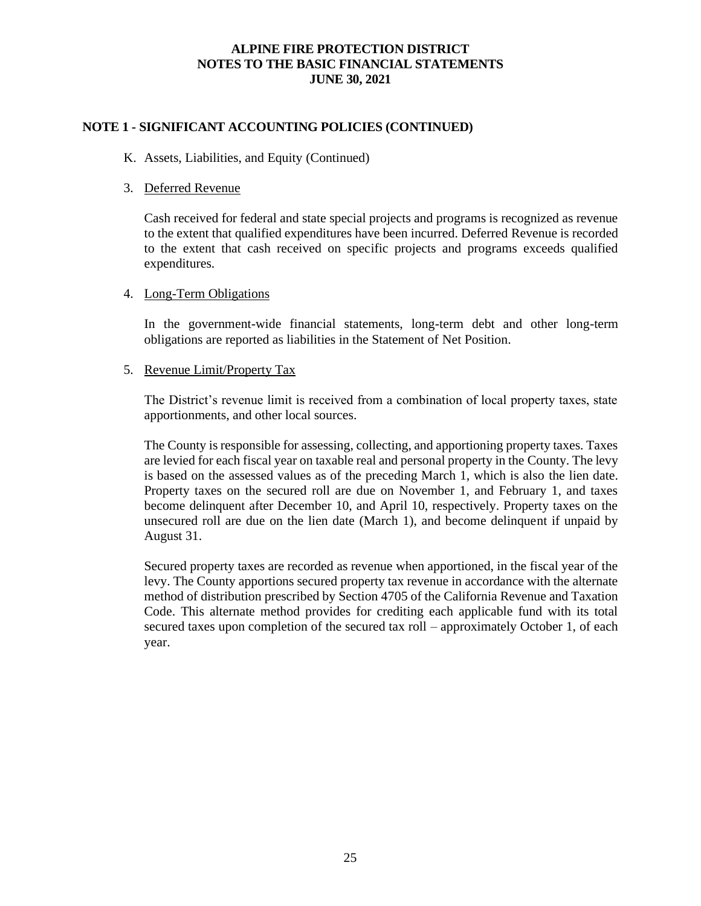## NOTE 1 - SIGNIFICANT ACCOUNTING POLICIES (CONTINUED)

K. Assets, Liabilities, and Equity (Continued)

3. Deferred Revenue

Cash received for federal and state special projects and programs is recognized as revenue to the extent that qualified expenditures have been incurred. Deferred Revenue is recorded to the extent that cash received on specific projects and programs exceeds qualified expenditures.

4. Long-Term Obligations

In the government-wide financial statements, long-term debt and other long-term obligations are reported as liabilities in the Statement of Net Position.

5. Revenue Limit/Property Tax

The District's revenue limit is received from a combination of local property taxes, state apportionments, and other local sources.

The County is responsible for assessing, collecting, and apportioning property taxes. Taxes are levied for each fiscal year on taxable real and personal property in the County. The levy is based on the assessed values as of the preceding March 1, which is also the lien date. Property taxes on the secured roll are due on November 1, and February 1, and taxes become delinquent after December 10, and April 10, respectively. Property taxes on the unsecured roll are due on the lien date (March 1), and become delinquent if unpaid by August 31.

Secured property taxes are recorded as revenue when apportioned, in the fiscal year of the levy. The County apportions secured property tax revenue in accordance with the alternate method of distribution prescribed by Section 4705 of the California Revenue and Taxation Code. This alternate method provides for crediting each applicable fund with its total secured taxes upon completion of the secured tax roll – approximately October 1, of each year.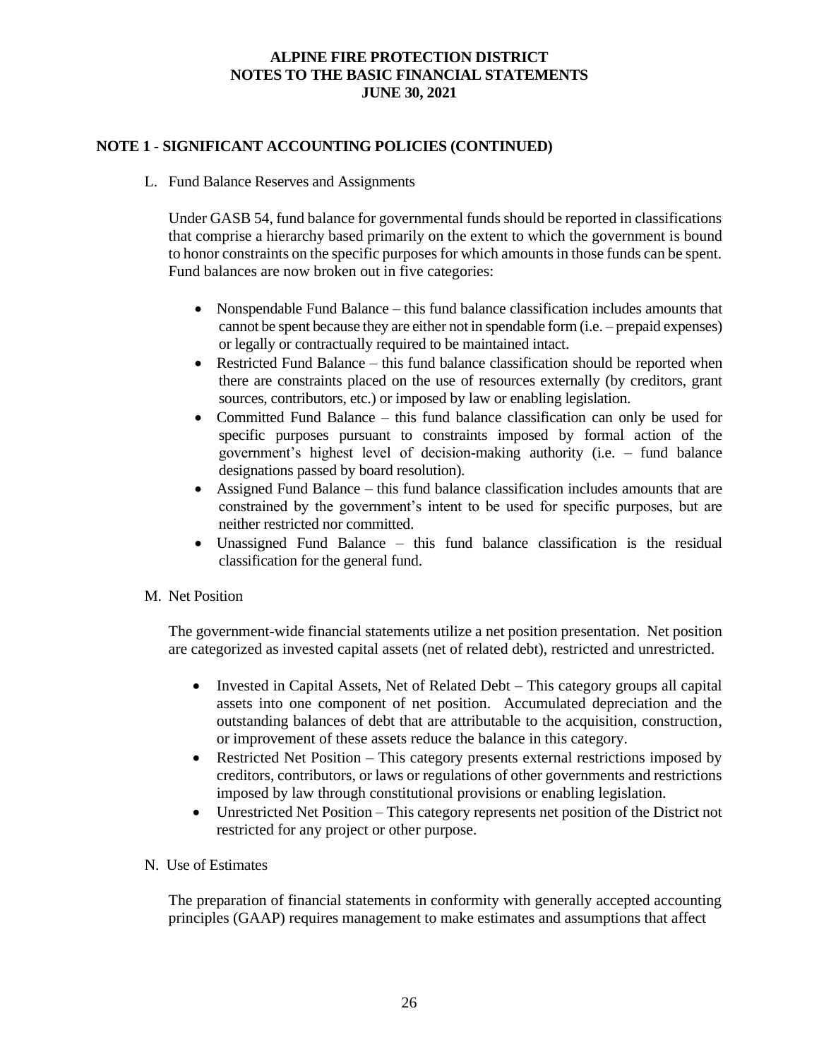## NOTE 1 - SIGNIFICANT ACCOUNTING POLICIES (CONTINUED)

L. Fund Balance Reserves and Assignments

Under GASB 54, fund balance for governmental funds should be reported in classifications that comprise a hierarchy based primarily on the extent to which the government is bound to honor constraints on the specific purposes for which amounts in those funds can be spent. Fund balances are now broken out in five categories:

- Nonspendable Fund Balance – this fund balance classification includes amounts that cannot be spent because they are either not in spendable form (i.e. – prepaid expenses) or legally or contractually required to be maintained intact.
- Restricted Fund Balance – this fund balance classification should be reported when there are constraints placed on the use of resources externally (by creditors, grant sources, contributors, etc.) or imposed by law or enabling legislation.
- Committed Fund Balance – this fund balance classification can only be used for specific purposes pursuant to constraints imposed by formal action of the government's highest level of decision-making authority (i.e. – fund balance designations passed by board resolution).
- Assigned Fund Balance – this fund balance classification includes amounts that are constrained by the government's intent to be used for specific purposes, but are neither restricted nor committed.
- Unassigned Fund Balance – this fund balance classification is the residual classification for the general fund.

M. Net Position

The government-wide financial statements utilize a net position presentation. Net position are categorized as invested capital assets (net of related debt), restricted and unrestricted.

- Invested in Capital Assets, Net of Related Debt – This category groups all capital assets into one component of net position. Accumulated depreciation and the outstanding balances of debt that are attributable to the acquisition, construction, or improvement of these assets reduce the balance in this category.
- Restricted Net Position – This category presents external restrictions imposed by creditors, contributors, or laws or regulations of other governments and restrictions imposed by law through constitutional provisions or enabling legislation.
- Unrestricted Net Position – This category represents net position of the District not restricted for any project or other purpose.

N. Use of Estimates

The preparation of financial statements in conformity with generally accepted accounting principles (GAAP) requires management to make estimates and assumptions that affect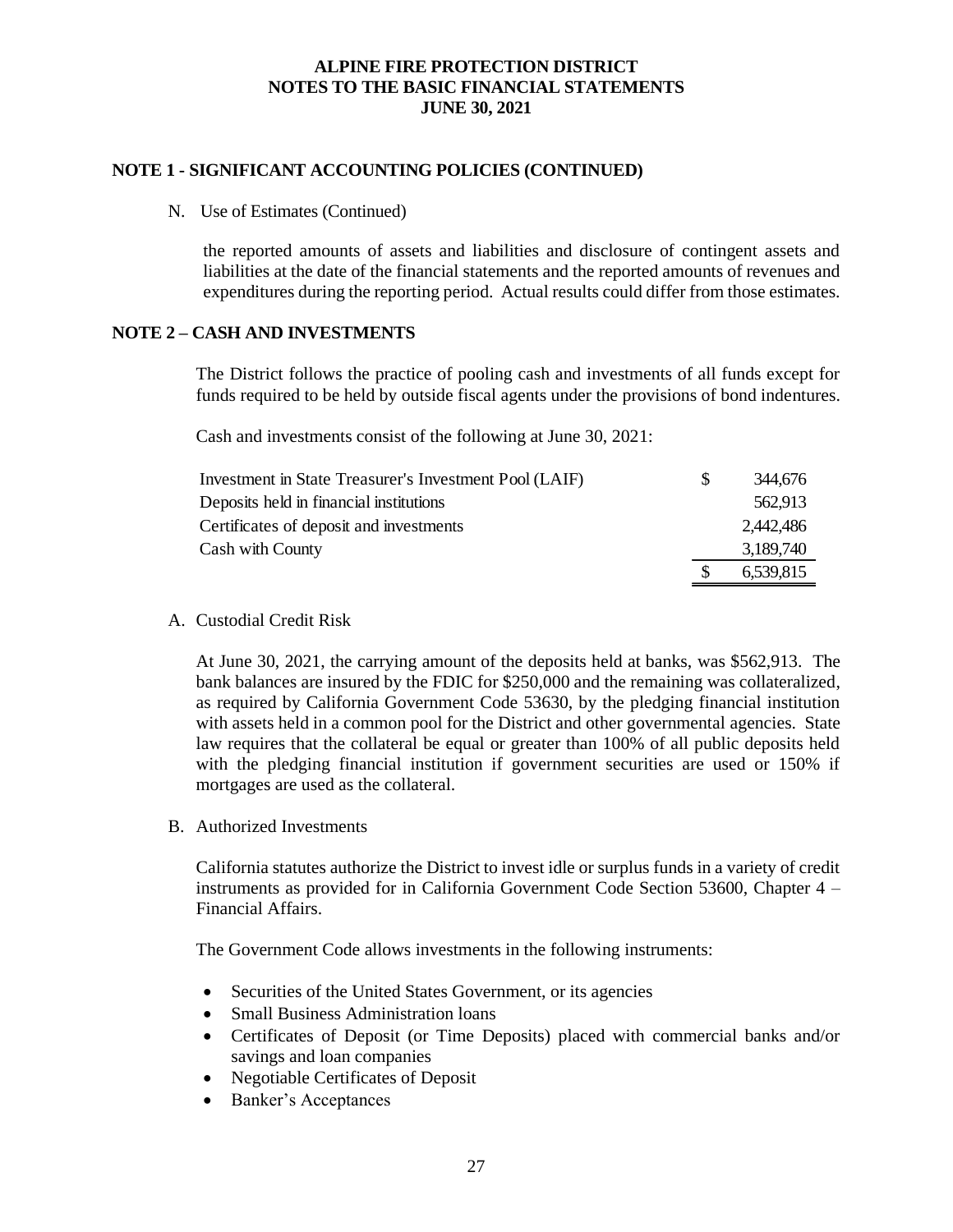## NOTE 1 - SIGNIFICANT ACCOUNTING POLICIES (CONTINUED)

N. Use of Estimates (Continued)

the reported amounts of assets and liabilities and disclosure of contingent assets and liabilities at the date of the financial statements and the reported amounts of revenues and expenditures during the reporting period. Actual results could differ from those estimates.

## NOTE 2 – CASH AND INVESTMENTS

The District follows the practice of pooling cash and investments of all funds except for funds required to be held by outside fiscal agents under the provisions of bond indentures.

Cash and investments consist of the following at June 30, 2021:

| | |
|---|---|
| Investment in State Treasurer's Investment Pool (LAIF) | $ 344,676 |
| Deposits held in financial institutions | 562,913 |
| Certificates of deposit and investments | 2,442,486 |
| Cash with County | 3,189,740 |
| | $ 6,539,815 |

A. Custodial Credit Risk

At June 30, 2021, the carrying amount of the deposits held at banks, was $562,913. The bank balances are insured by the FDIC for $250,000 and the remaining was collateralized, as required by California Government Code 53630, by the pledging financial institution with assets held in a common pool for the District and other governmental agencies. State law requires that the collateral be equal or greater than 100% of all public deposits held with the pledging financial institution if government securities are used or 150% if mortgages are used as the collateral.

B. Authorized Investments

California statutes authorize the District to invest idle or surplus funds in a variety of credit instruments as provided for in California Government Code Section 53600, Chapter 4 – Financial Affairs.

The Government Code allows investments in the following instruments:

- Securities of the United States Government, or its agencies
- Small Business Administration loans
- Certificates of Deposit (or Time Deposits) placed with commercial banks and/or savings and loan companies
- Negotiable Certificates of Deposit
- Banker's Acceptances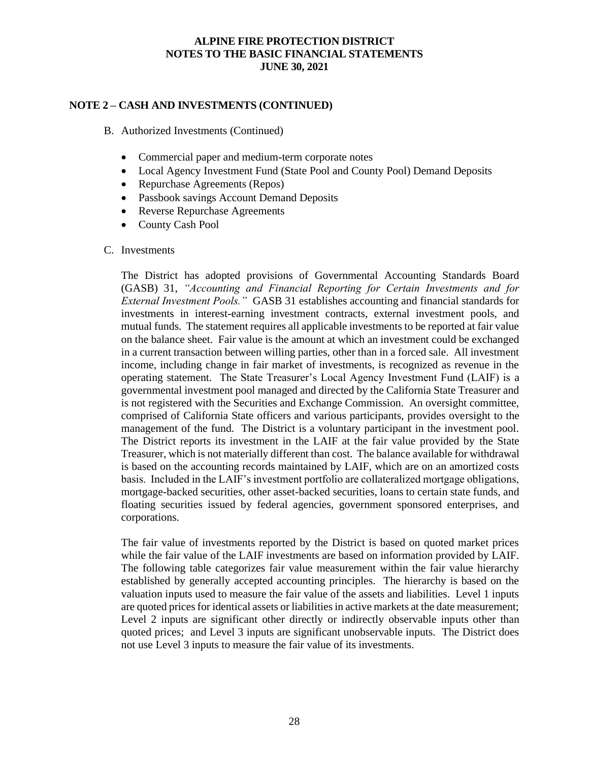# ALPINE FIRE PROTECTION DISTRICT
## NOTES TO THE BASIC FINANCIAL STATEMENTS
## JUNE 30, 2021

### NOTE 2 – CASH AND INVESTMENTS (CONTINUED)

B. Authorized Investments (Continued)

- Commercial paper and medium-term corporate notes
- Local Agency Investment Fund (State Pool and County Pool) Demand Deposits
- Repurchase Agreements (Repos)
- Passbook savings Account Demand Deposits
- Reverse Repurchase Agreements
- County Cash Pool

C. Investments

The District has adopted provisions of Governmental Accounting Standards Board (GASB) 31, *"Accounting and Financial Reporting for Certain Investments and for External Investment Pools."* GASB 31 establishes accounting and financial standards for investments in interest-earning investment contracts, external investment pools, and mutual funds. The statement requires all applicable investments to be reported at fair value on the balance sheet. Fair value is the amount at which an investment could be exchanged in a current transaction between willing parties, other than in a forced sale. All investment income, including change in fair market of investments, is recognized as revenue in the operating statement. The State Treasurer's Local Agency Investment Fund (LAIF) is a governmental investment pool managed and directed by the California State Treasurer and is not registered with the Securities and Exchange Commission. An oversight committee, comprised of California State officers and various participants, provides oversight to the management of the fund. The District is a voluntary participant in the investment pool. The District reports its investment in the LAIF at the fair value provided by the State Treasurer, which is not materially different than cost. The balance available for withdrawal is based on the accounting records maintained by LAIF, which are on an amortized costs basis. Included in the LAIF's investment portfolio are collateralized mortgage obligations, mortgage-backed securities, other asset-backed securities, loans to certain state funds, and floating securities issued by federal agencies, government sponsored enterprises, and corporations.

The fair value of investments reported by the District is based on quoted market prices while the fair value of the LAIF investments are based on information provided by LAIF. The following table categorizes fair value measurement within the fair value hierarchy established by generally accepted accounting principles. The hierarchy is based on the valuation inputs used to measure the fair value of the assets and liabilities. Level 1 inputs are quoted prices for identical assets or liabilities in active markets at the date measurement; Level 2 inputs are significant other directly or indirectly observable inputs other than quoted prices; and Level 3 inputs are significant unobservable inputs. The District does not use Level 3 inputs to measure the fair value of its investments.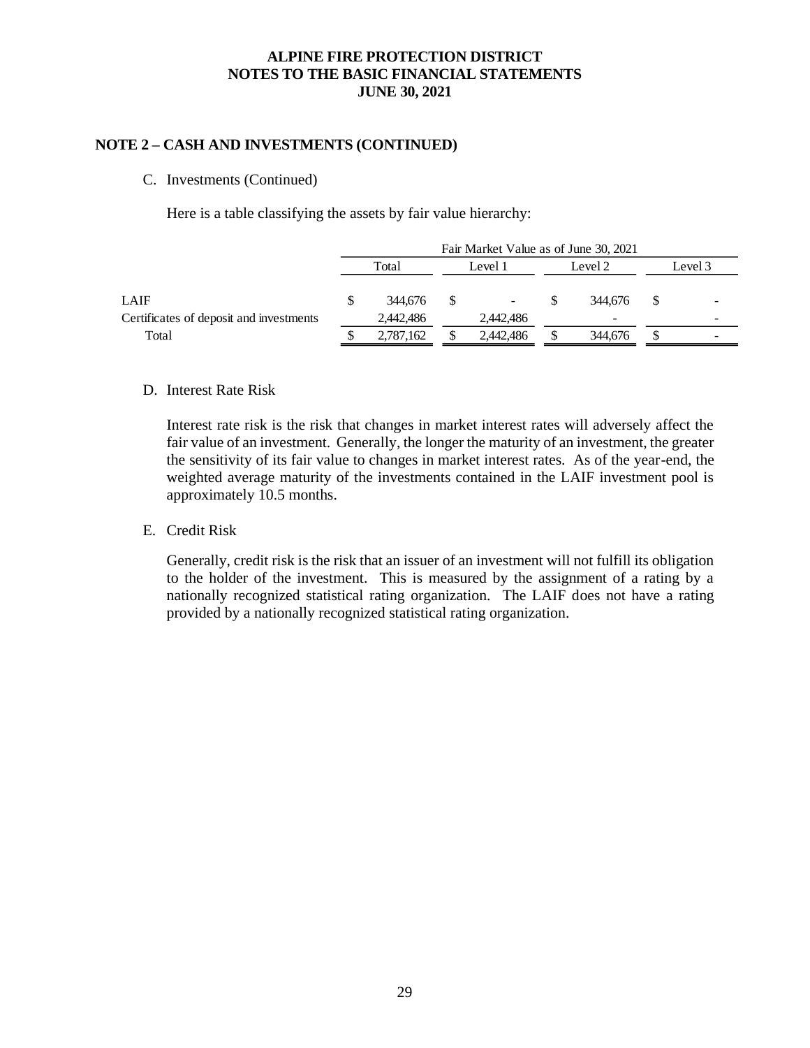## NOTE 2 – CASH AND INVESTMENTS (CONTINUED)

C. Investments (Continued)

Here is a table classifying the assets by fair value hierarchy:

| | Fair Market Value as of June 30, 2021 | | | |
|---|---|---|---|---|
| | Total | Level 1 | Level 2 | Level 3 |
| LAIF | $ 344,676 | $ - | $ 344,676 | $ - |
| Certificates of deposit and investments | 2,442,486 | 2,442,486 | - | - |
| Total | $ 2,787,162 | $ 2,442,486 | $ 344,676 | $ - |

D. Interest Rate Risk

Interest rate risk is the risk that changes in market interest rates will adversely affect the fair value of an investment. Generally, the longer the maturity of an investment, the greater the sensitivity of its fair value to changes in market interest rates. As of the year-end, the weighted average maturity of the investments contained in the LAIF investment pool is approximately 10.5 months.

E. Credit Risk

Generally, credit risk is the risk that an issuer of an investment will not fulfill its obligation to the holder of the investment. This is measured by the assignment of a rating by a nationally recognized statistical rating organization. The LAIF does not have a rating provided by a nationally recognized statistical rating organization.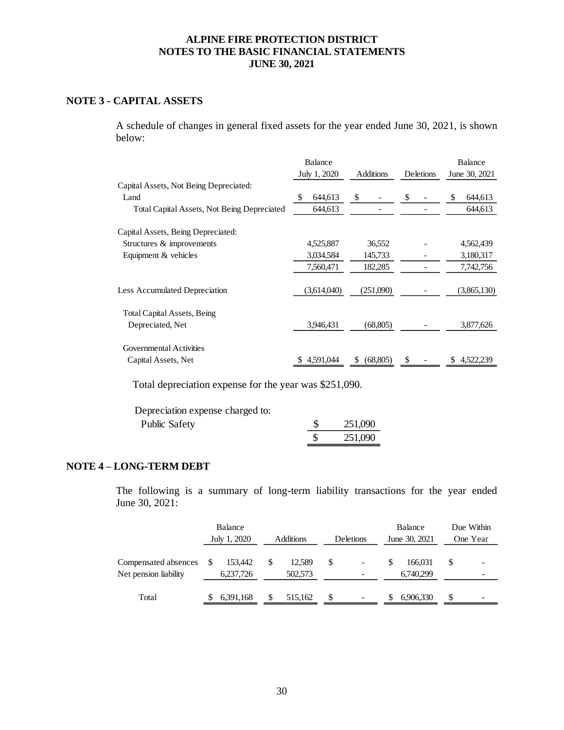**ALPINE FIRE PROTECTION DISTRICT**
**NOTES TO THE BASIC FINANCIAL STATEMENTS**
**JUNE 30, 2021**

## NOTE 3 - CAPITAL ASSETS

A schedule of changes in general fixed assets for the year ended June 30, 2021, is shown below:

| | Balance July 1, 2020 | Additions | Deletions | Balance June 30, 2021 |
|---|---|---|---|---|
| Capital Assets, Not Being Depreciated: | | | | |
| Land | $ 644,613 | $ - | $ - | $ 644,613 |
| Total Capital Assets, Not Being Depreciated | 644,613 | - | - | 644,613 |
| Capital Assets, Being Depreciated: | | | | |
| Structures & improvements | 4,525,887 | 36,552 | - | 4,562,439 |
| Equipment & vehicles | 3,034,584 | 145,733 | - | 3,180,317 |
| | 7,560,471 | 182,285 | - | 7,742,756 |
| Less Accumulated Depreciation | (3,614,040) | (251,090) | - | (3,865,130) |
| Total Capital Assets, Being Depreciated, Net | 3,946,431 | (68,805) | - | 3,877,626 |
| Governmental Activities Capital Assets, Net | $ 4,591,044 | $ (68,805) | $ - | $ 4,522,239 |

Total depreciation expense for the year was $251,090.

| Depreciation expense charged to: | |
|---|---|
| Public Safety | $ 251,090 |
| | $ 251,090 |

## NOTE 4 – LONG-TERM DEBT

The following is a summary of long-term liability transactions for the year ended June 30, 2021:

| | Balance July 1, 2020 | Additions | Deletions | Balance June 30, 2021 | Due Within One Year |
|---|---|---|---|---|---|
| Compensated absences | $ 153,442 | $ 12,589 | $ - | $ 166,031 | $ - |
| Net pension liability | 6,237,726 | 502,573 | - | 6,740,299 | - |
| Total | $ 6,391,168 | $ 515,162 | $ - | $ 6,906,330 | $ - |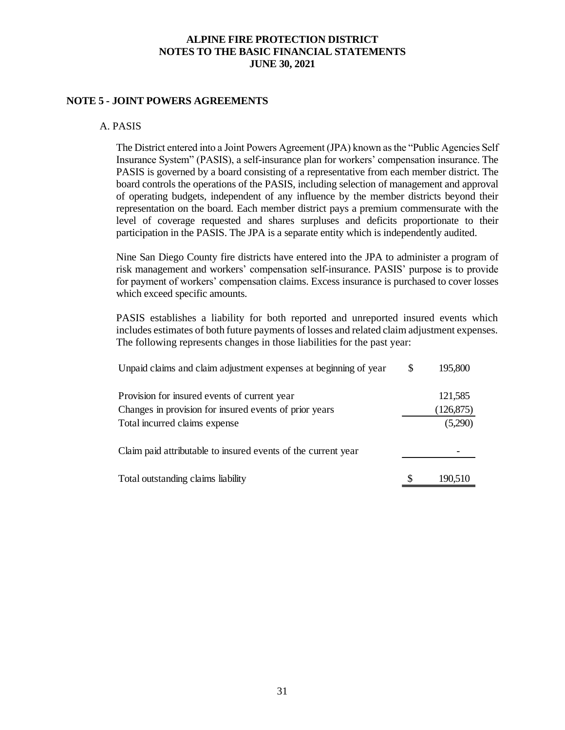**ALPINE FIRE PROTECTION DISTRICT**
**NOTES TO THE BASIC FINANCIAL STATEMENTS**
**JUNE 30, 2021**

## NOTE 5 - JOINT POWERS AGREEMENTS

### A. PASIS

The District entered into a Joint Powers Agreement (JPA) known as the "Public Agencies Self Insurance System" (PASIS), a self-insurance plan for workers' compensation insurance. The PASIS is governed by a board consisting of a representative from each member district. The board controls the operations of the PASIS, including selection of management and approval of operating budgets, independent of any influence by the member districts beyond their representation on the board. Each member district pays a premium commensurate with the level of coverage requested and shares surpluses and deficits proportionate to their participation in the PASIS. The JPA is a separate entity which is independently audited.

Nine San Diego County fire districts have entered into the JPA to administer a program of risk management and workers' compensation self-insurance. PASIS' purpose is to provide for payment of workers' compensation claims. Excess insurance is purchased to cover losses which exceed specific amounts.

PASIS establishes a liability for both reported and unreported insured events which includes estimates of both future payments of losses and related claim adjustment expenses. The following represents changes in those liabilities for the past year:

| | | |
|---|---|---|
| Unpaid claims and claim adjustment expenses at beginning of year | $ | 195,800 |
| Provision for insured events of current year | | 121,585 |
| Changes in provision for insured events of prior years | | (126,875) |
| Total incurred claims expense | | (5,290) |
| Claim paid attributable to insured events of the current year | | - |
| Total outstanding claims liability | $ | 190,510 |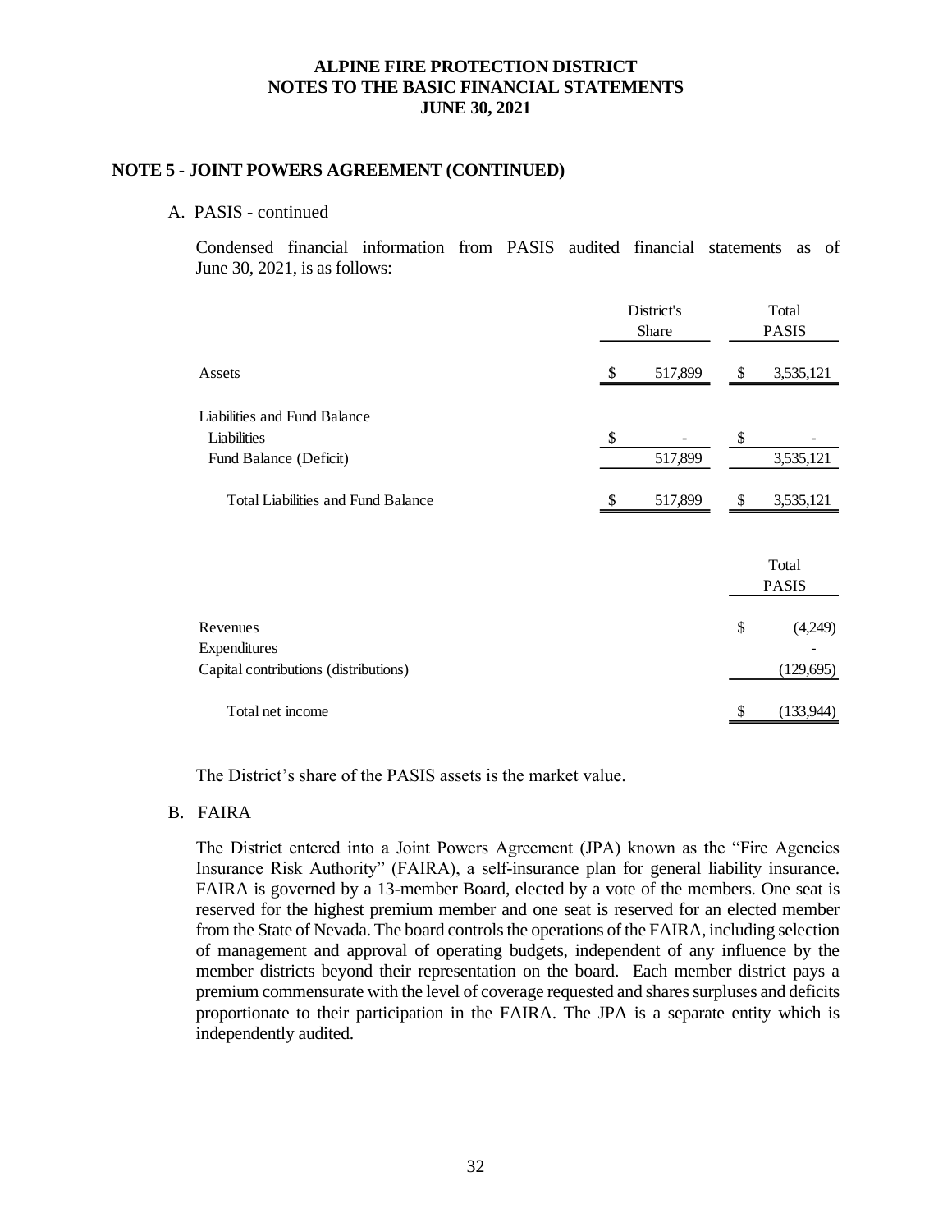# ALPINE FIRE PROTECTION DISTRICT
# NOTES TO THE BASIC FINANCIAL STATEMENTS
# JUNE 30, 2021

## NOTE 5 - JOINT POWERS AGREEMENT (CONTINUED)

A. PASIS - continued

Condensed financial information from PASIS audited financial statements as of June 30, 2021, is as follows:

| | District's Share | Total PASIS |
|---|---|---|
| Assets | $ 517,899 | $ 3,535,121 |
| Liabilities and Fund Balance | | |
| Liabilities | $ - | $ - |
| Fund Balance (Deficit) | 517,899 | 3,535,121 |
| Total Liabilities and Fund Balance | $ 517,899 | $ 3,535,121 |

| | Total PASIS |
|---|---|
| Revenues | $ (4,249) |
| Expenditures | - |
| Capital contributions (distributions) | (129,695) |
| Total net income | $ (133,944) |

The District's share of the PASIS assets is the market value.

B. FAIRA

The District entered into a Joint Powers Agreement (JPA) known as the "Fire Agencies Insurance Risk Authority" (FAIRA), a self-insurance plan for general liability insurance. FAIRA is governed by a 13-member Board, elected by a vote of the members. One seat is reserved for the highest premium member and one seat is reserved for an elected member from the State of Nevada. The board controls the operations of the FAIRA, including selection of management and approval of operating budgets, independent of any influence by the member districts beyond their representation on the board. Each member district pays a premium commensurate with the level of coverage requested and shares surpluses and deficits proportionate to their participation in the FAIRA. The JPA is a separate entity which is independently audited.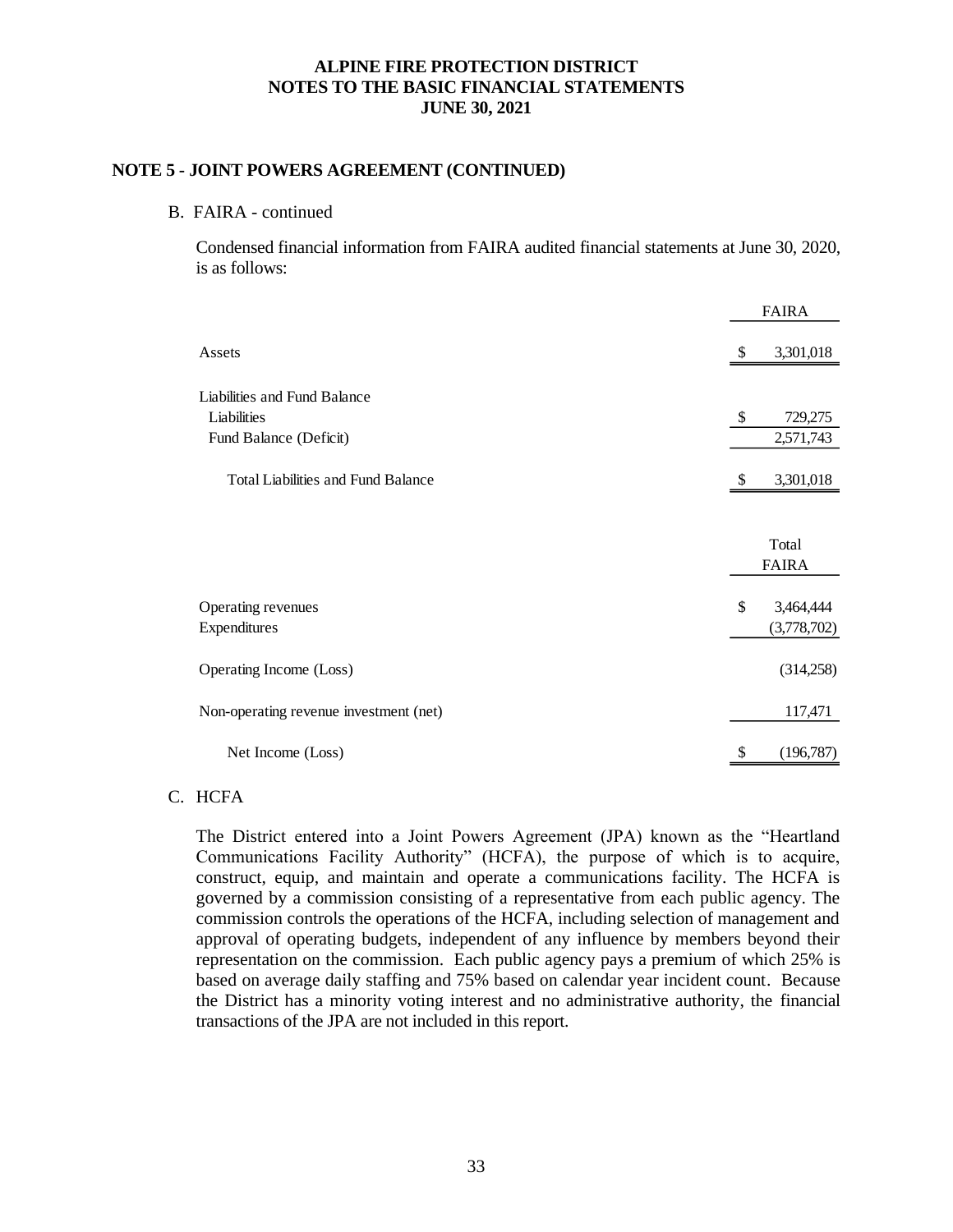# ALPINE FIRE PROTECTION DISTRICT
## NOTES TO THE BASIC FINANCIAL STATEMENTS
### JUNE 30, 2021

**NOTE 5 - JOINT POWERS AGREEMENT (CONTINUED)**

B. FAIRA - continued

Condensed financial information from FAIRA audited financial statements at June 30, 2020, is as follows:

| | FAIRA |
|---|---|
| Assets | $ 3,301,018 |
| Liabilities and Fund Balance | |
| Liabilities | $ 729,275 |
| Fund Balance (Deficit) | 2,571,743 |
| Total Liabilities and Fund Balance | $ 3,301,018 |

| | Total FAIRA |
|---|---|
| Operating revenues | $ 3,464,444 |
| Expenditures | (3,778,702) |
| Operating Income (Loss) | (314,258) |
| Non-operating revenue investment (net) | 117,471 |
| Net Income (Loss) | $ (196,787) |

C. HCFA

The District entered into a Joint Powers Agreement (JPA) known as the "Heartland Communications Facility Authority" (HCFA), the purpose of which is to acquire, construct, equip, and maintain and operate a communications facility. The HCFA is governed by a commission consisting of a representative from each public agency. The commission controls the operations of the HCFA, including selection of management and approval of operating budgets, independent of any influence by members beyond their representation on the commission. Each public agency pays a premium of which 25% is based on average daily staffing and 75% based on calendar year incident count. Because the District has a minority voting interest and no administrative authority, the financial transactions of the JPA are not included in this report.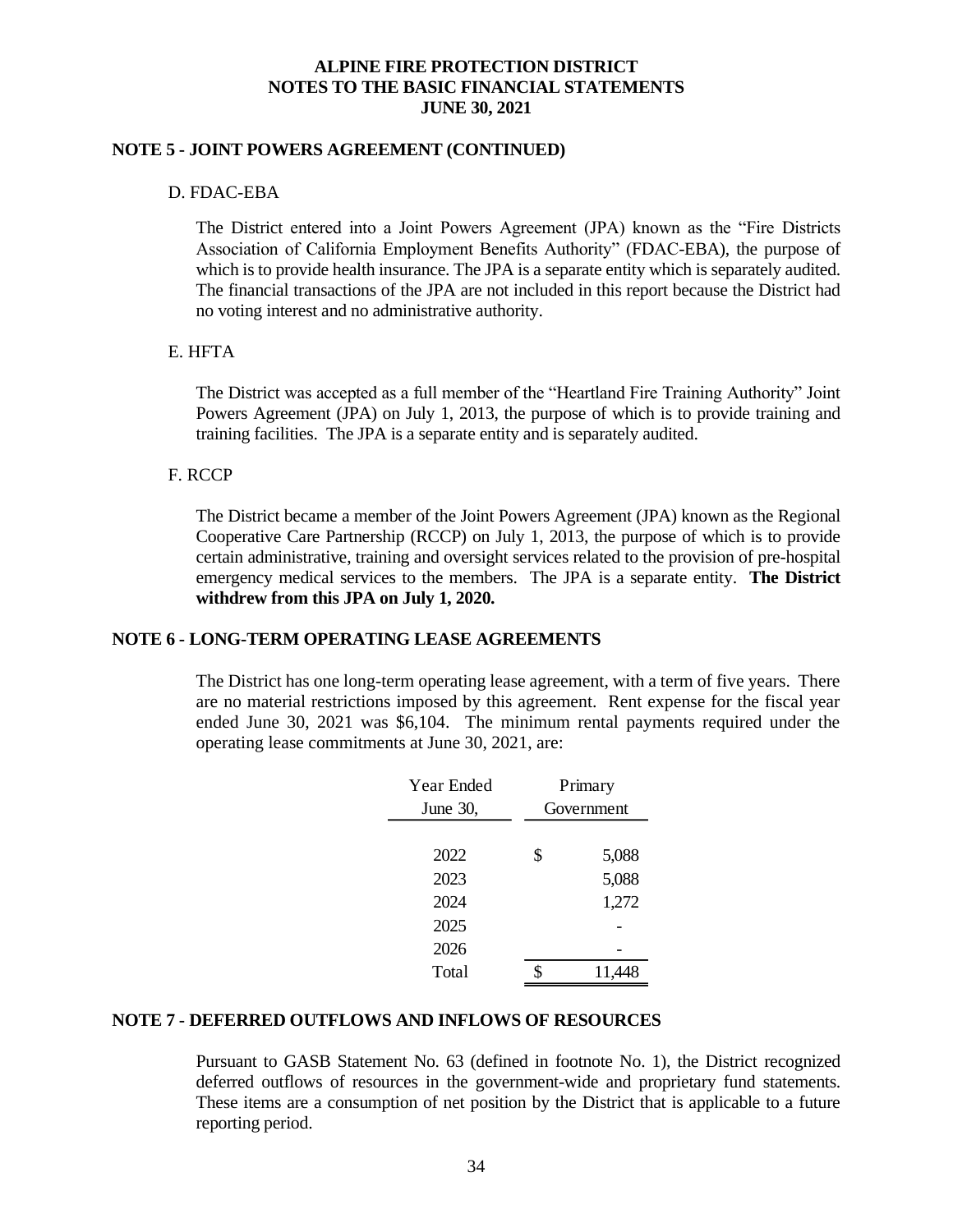## NOTE 5 - JOINT POWERS AGREEMENT (CONTINUED)

D. FDAC-EBA

The District entered into a Joint Powers Agreement (JPA) known as the "Fire Districts Association of California Employment Benefits Authority" (FDAC-EBA), the purpose of which is to provide health insurance. The JPA is a separate entity which is separately audited. The financial transactions of the JPA are not included in this report because the District had no voting interest and no administrative authority.

E. HFTA

The District was accepted as a full member of the "Heartland Fire Training Authority" Joint Powers Agreement (JPA) on July 1, 2013, the purpose of which is to provide training and training facilities. The JPA is a separate entity and is separately audited.

F. RCCP

The District became a member of the Joint Powers Agreement (JPA) known as the Regional Cooperative Care Partnership (RCCP) on July 1, 2013, the purpose of which is to provide certain administrative, training and oversight services related to the provision of pre-hospital emergency medical services to the members. The JPA is a separate entity. **The District withdrew from this JPA on July 1, 2020.**

## NOTE 6 - LONG-TERM OPERATING LEASE AGREEMENTS

The District has one long-term operating lease agreement, with a term of five years. There are no material restrictions imposed by this agreement. Rent expense for the fiscal year ended June 30, 2021 was $6,104. The minimum rental payments required under the operating lease commitments at June 30, 2021, are:

| Year Ended June 30, | Primary Government |
|---|---|
| 2022 | $ 5,088 |
| 2023 | 5,088 |
| 2024 | 1,272 |
| 2025 | - |
| 2026 | - |
| Total | $ 11,448 |

## NOTE 7 - DEFERRED OUTFLOWS AND INFLOWS OF RESOURCES

Pursuant to GASB Statement No. 63 (defined in footnote No. 1), the District recognized deferred outflows of resources in the government-wide and proprietary fund statements. These items are a consumption of net position by the District that is applicable to a future reporting period.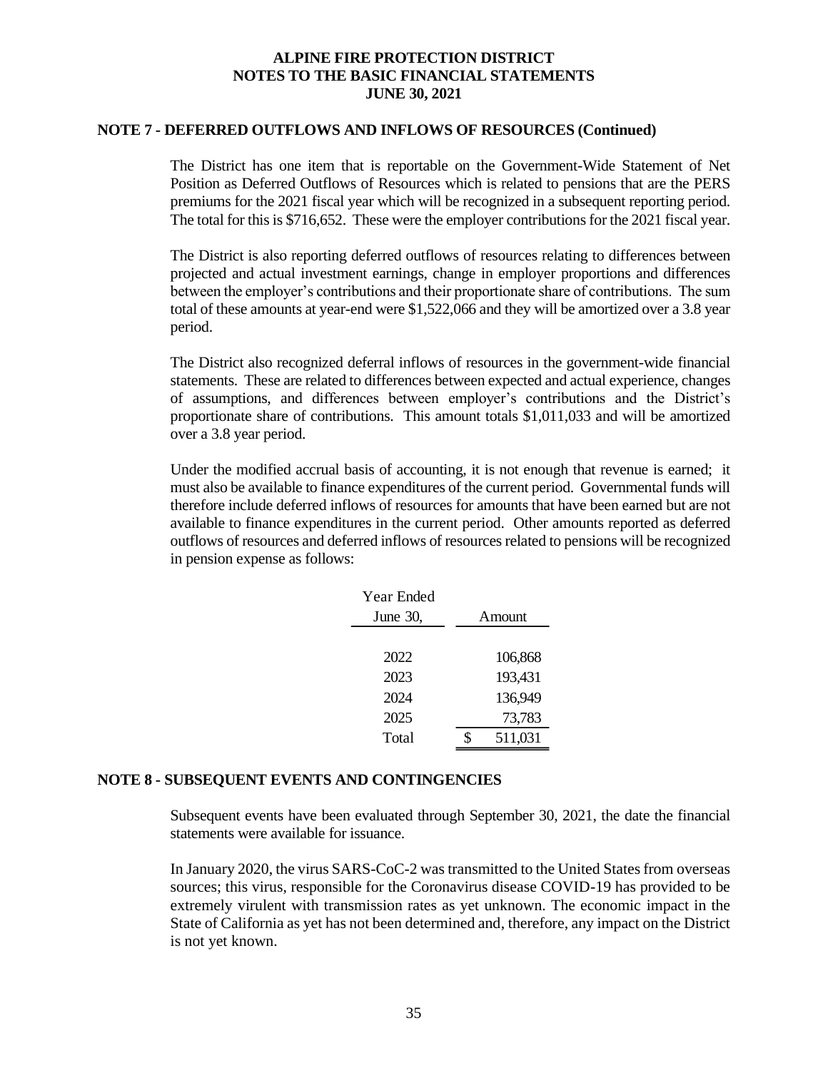# ALPINE FIRE PROTECTION DISTRICT
# NOTES TO THE BASIC FINANCIAL STATEMENTS
# JUNE 30, 2021

## NOTE 7 - DEFERRED OUTFLOWS AND INFLOWS OF RESOURCES (Continued)

The District has one item that is reportable on the Government-Wide Statement of Net Position as Deferred Outflows of Resources which is related to pensions that are the PERS premiums for the 2021 fiscal year which will be recognized in a subsequent reporting period. The total for this is $716,652. These were the employer contributions for the 2021 fiscal year.

The District is also reporting deferred outflows of resources relating to differences between projected and actual investment earnings, change in employer proportions and differences between the employer's contributions and their proportionate share of contributions. The sum total of these amounts at year-end were $1,522,066 and they will be amortized over a 3.8 year period.

The District also recognized deferral inflows of resources in the government-wide financial statements. These are related to differences between expected and actual experience, changes of assumptions, and differences between employer's contributions and the District's proportionate share of contributions. This amount totals $1,011,033 and will be amortized over a 3.8 year period.

Under the modified accrual basis of accounting, it is not enough that revenue is earned; it must also be available to finance expenditures of the current period. Governmental funds will therefore include deferred inflows of resources for amounts that have been earned but are not available to finance expenditures in the current period. Other amounts reported as deferred outflows of resources and deferred inflows of resources related to pensions will be recognized in pension expense as follows:

| Year Ended June 30, | Amount |
|---|---|
| 2022 | 106,868 |
| 2023 | 193,431 |
| 2024 | 136,949 |
| 2025 | 73,783 |
| Total | $ 511,031 |

## NOTE 8 - SUBSEQUENT EVENTS AND CONTINGENCIES

Subsequent events have been evaluated through September 30, 2021, the date the financial statements were available for issuance.

In January 2020, the virus SARS-CoC-2 was transmitted to the United States from overseas sources; this virus, responsible for the Coronavirus disease COVID-19 has provided to be extremely virulent with transmission rates as yet unknown. The economic impact in the State of California as yet has not been determined and, therefore, any impact on the District is not yet known.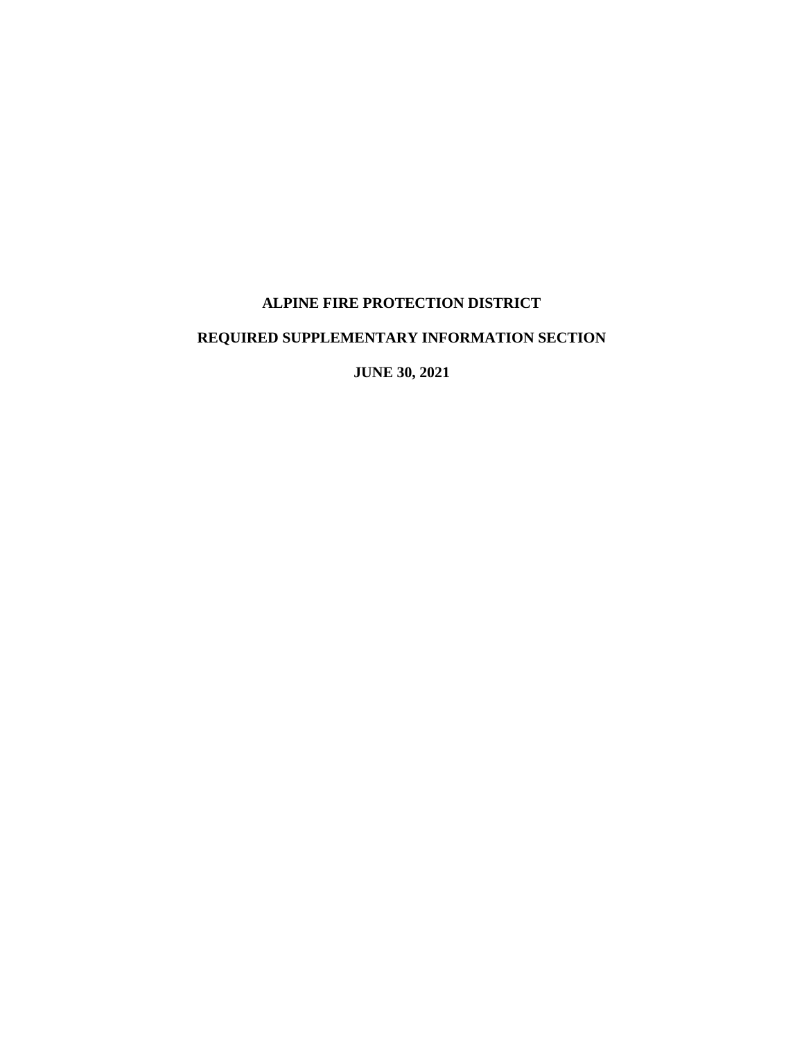**ALPINE FIRE PROTECTION DISTRICT**

**REQUIRED SUPPLEMENTARY INFORMATION SECTION**

**JUNE 30, 2021**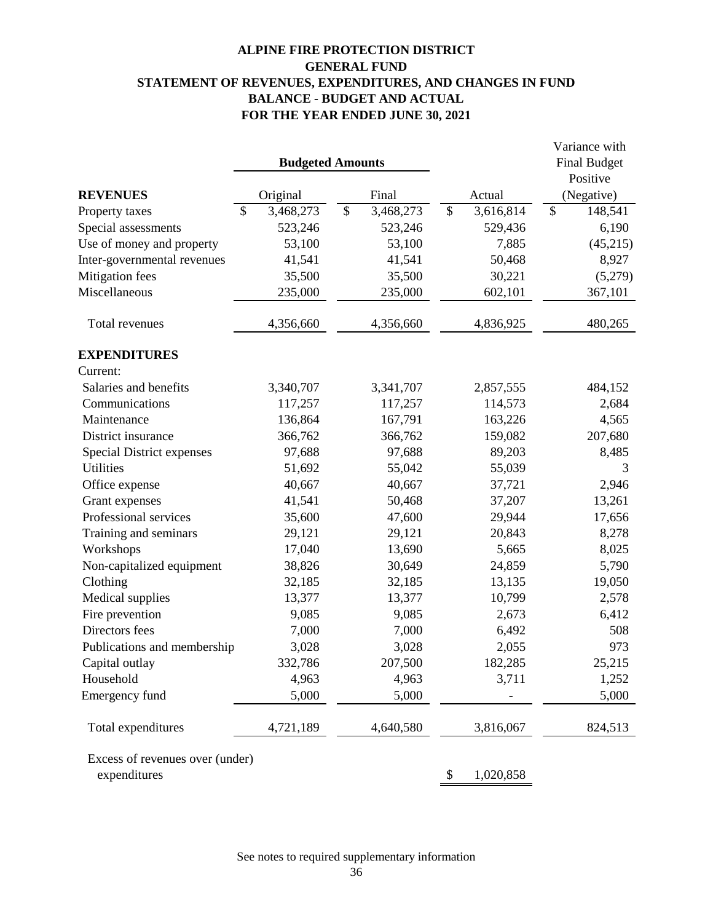# ALPINE FIRE PROTECTION DISTRICT
## GENERAL FUND
## STATEMENT OF REVENUES, EXPENDITURES, AND CHANGES IN FUND BALANCE - BUDGET AND ACTUAL
## FOR THE YEAR ENDED JUNE 30, 2021

| | Budgeted Amounts | | | Variance with Final Budget |
|---|---|---|---|---|
| **REVENUES** | Original | Final | Actual | Positive (Negative) |
| Property taxes | $ 3,468,273 | $ 3,468,273 | $ 3,616,814 | $ 148,541 |
| Special assessments | 523,246 | 523,246 | 529,436 | 6,190 |
| Use of money and property | 53,100 | 53,100 | 7,885 | (45,215) |
| Inter-governmental revenues | 41,541 | 41,541 | 50,468 | 8,927 |
| Mitigation fees | 35,500 | 35,500 | 30,221 | (5,279) |
| Miscellaneous | 235,000 | 235,000 | 602,101 | 367,101 |
| Total revenues | 4,356,660 | 4,356,660 | 4,836,925 | 480,265 |
| **EXPENDITURES** | | | | |
| Current: | | | | |
| Salaries and benefits | 3,340,707 | 3,341,707 | 2,857,555 | 484,152 |
| Communications | 117,257 | 117,257 | 114,573 | 2,684 |
| Maintenance | 136,864 | 167,791 | 163,226 | 4,565 |
| District insurance | 366,762 | 366,762 | 159,082 | 207,680 |
| Special District expenses | 97,688 | 97,688 | 89,203 | 8,485 |
| Utilities | 51,692 | 55,042 | 55,039 | 3 |
| Office expense | 40,667 | 40,667 | 37,721 | 2,946 |
| Grant expenses | 41,541 | 50,468 | 37,207 | 13,261 |
| Professional services | 35,600 | 47,600 | 29,944 | 17,656 |
| Training and seminars | 29,121 | 29,121 | 20,843 | 8,278 |
| Workshops | 17,040 | 13,690 | 5,665 | 8,025 |
| Non-capitalized equipment | 38,826 | 30,649 | 24,859 | 5,790 |
| Clothing | 32,185 | 32,185 | 13,135 | 19,050 |
| Medical supplies | 13,377 | 13,377 | 10,799 | 2,578 |
| Fire prevention | 9,085 | 9,085 | 2,673 | 6,412 |
| Directors fees | 7,000 | 7,000 | 6,492 | 508 |
| Publications and membership | 3,028 | 3,028 | 2,055 | 973 |
| Capital outlay | 332,786 | 207,500 | 182,285 | 25,215 |
| Household | 4,963 | 4,963 | 3,711 | 1,252 |
| Emergency fund | 5,000 | 5,000 | - | 5,000 |
| Total expenditures | 4,721,189 | 4,640,580 | 3,816,067 | 824,513 |
| Excess of revenues over (under) expenditures | | | $ 1,020,858 | |

See notes to required supplementary information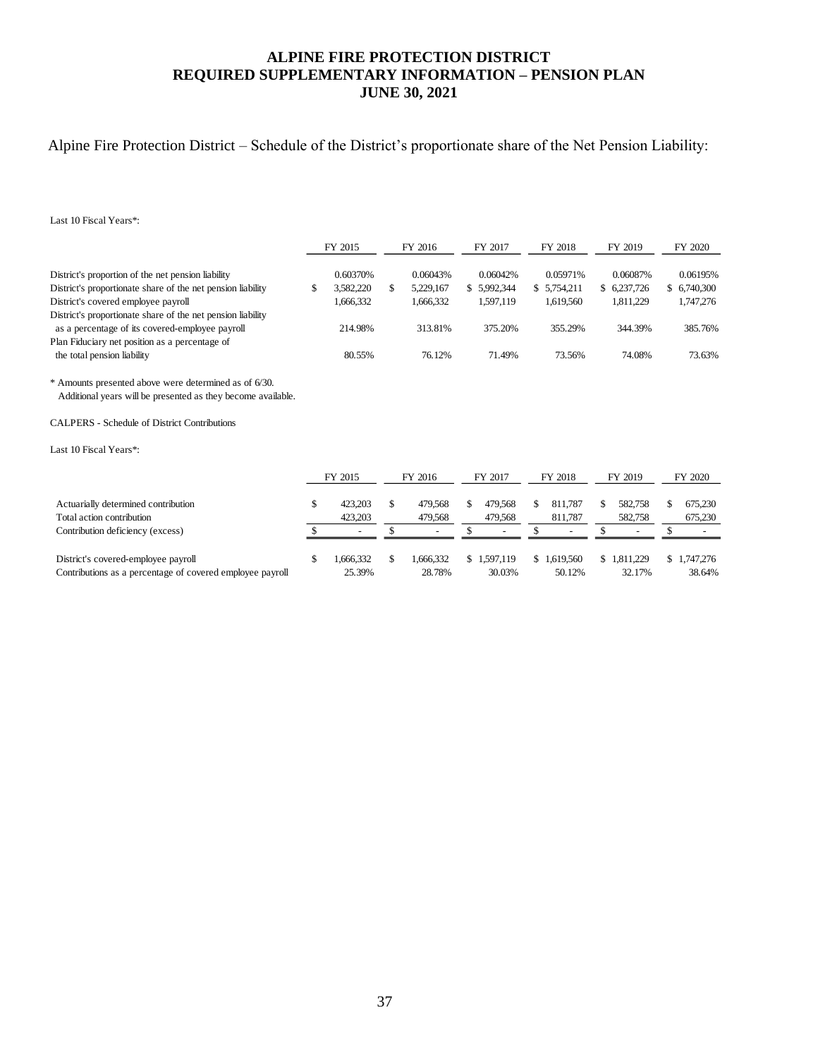# ALPINE FIRE PROTECTION DISTRICT
# REQUIRED SUPPLEMENTARY INFORMATION – PENSION PLAN
# JUNE 30, 2021

Alpine Fire Protection District – Schedule of the District's proportionate share of the Net Pension Liability:

Last 10 Fiscal Years*:

| | FY 2015 | FY 2016 | FY 2017 | FY 2018 | FY 2019 | FY 2020 |
|---|---|---|---|---|---|---|
| District's proportion of the net pension liability | 0.60370% | 0.06043% | 0.06042% | 0.05971% | 0.06087% | 0.06195% |
| District's proportionate share of the net pension liability | $ 3,582,220 | $ 5,229,167 | $ 5,992,344 | $ 5,754,211 | $ 6,237,726 | $ 6,740,300 |
| District's covered employee payroll | 1,666,332 | 1,666,332 | 1,597,119 | 1,619,560 | 1,811,229 | 1,747,276 |
| District's proportionate share of the net pension liability as a percentage of its covered-employee payroll | 214.98% | 313.81% | 375.20% | 355.29% | 344.39% | 385.76% |
| Plan Fiduciary net position as a percentage of the total pension liability | 80.55% | 76.12% | 71.49% | 73.56% | 74.08% | 73.63% |

\* Amounts presented above were determined as of 6/30.
Additional years will be presented as they become available.

CALPERS - Schedule of District Contributions

Last 10 Fiscal Years*:

| | FY 2015 | FY 2016 | FY 2017 | FY 2018 | FY 2019 | FY 2020 |
|---|---|---|---|---|---|---|
| Actuarially determined contribution | $ 423,203 | $ 479,568 | $ 479,568 | $ 811,787 | $ 582,758 | $ 675,230 |
| Total action contribution | 423,203 | 479,568 | 479,568 | 811,787 | 582,758 | 675,230 |
| Contribution deficiency (excess) | $ - | $ - | $ - | $ - | $ - | $ - |
| District's covered-employee payroll | $ 1,666,332 | $ 1,666,332 | $ 1,597,119 | $ 1,619,560 | $ 1,811,229 | $ 1,747,276 |
| Contributions as a percentage of covered employee payroll | 25.39% | 28.78% | 30.03% | 50.12% | 32.17% | 38.64% |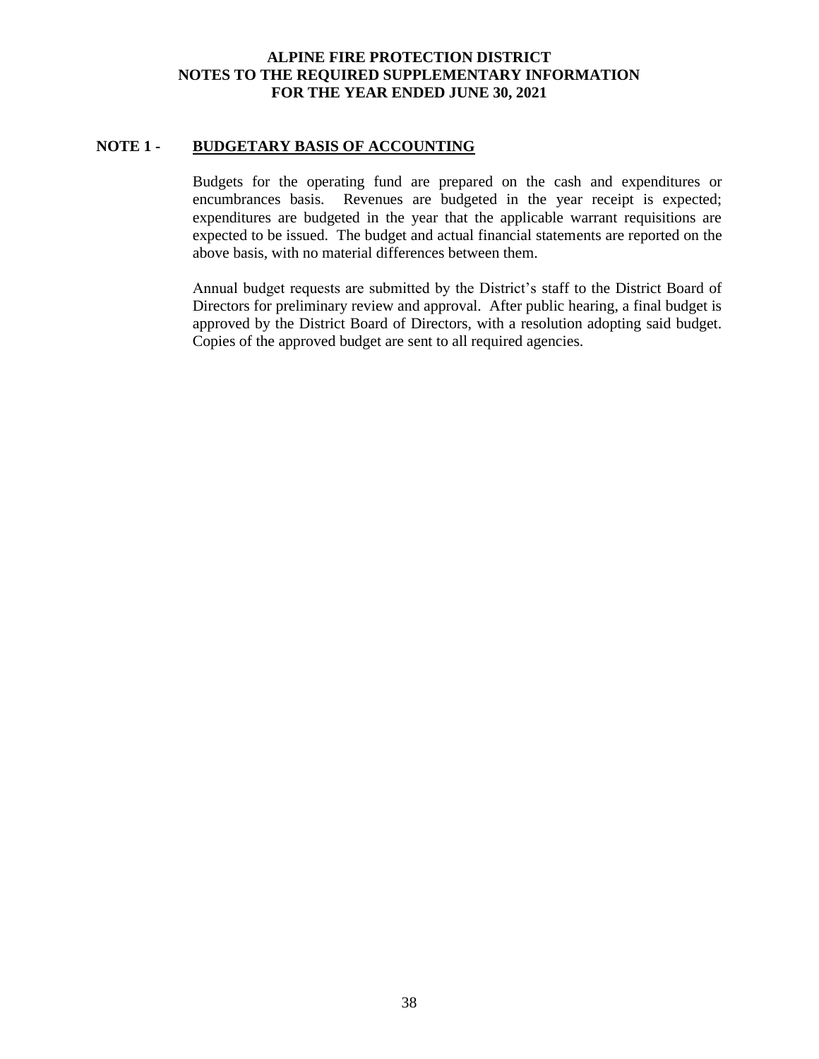# ALPINE FIRE PROTECTION DISTRICT
## NOTES TO THE REQUIRED SUPPLEMENTARY INFORMATION
## FOR THE YEAR ENDED JUNE 30, 2021

### NOTE 1 - BUDGETARY BASIS OF ACCOUNTING

Budgets for the operating fund are prepared on the cash and expenditures or encumbrances basis. Revenues are budgeted in the year receipt is expected; expenditures are budgeted in the year that the applicable warrant requisitions are expected to be issued. The budget and actual financial statements are reported on the above basis, with no material differences between them.

Annual budget requests are submitted by the District's staff to the District Board of Directors for preliminary review and approval. After public hearing, a final budget is approved by the District Board of Directors, with a resolution adopting said budget. Copies of the approved budget are sent to all required agencies.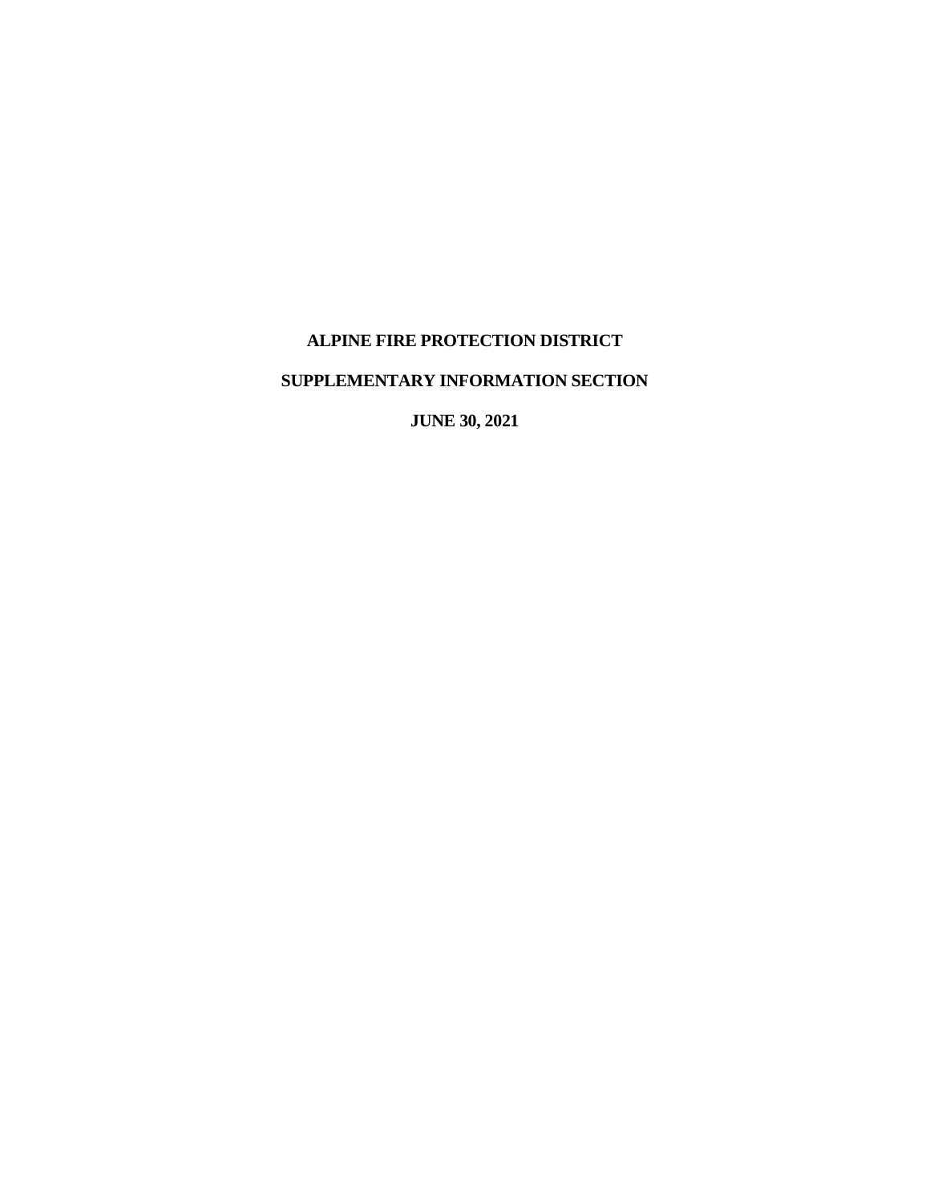**ALPINE FIRE PROTECTION DISTRICT**

**SUPPLEMENTARY INFORMATION SECTION**

**JUNE 30, 2021**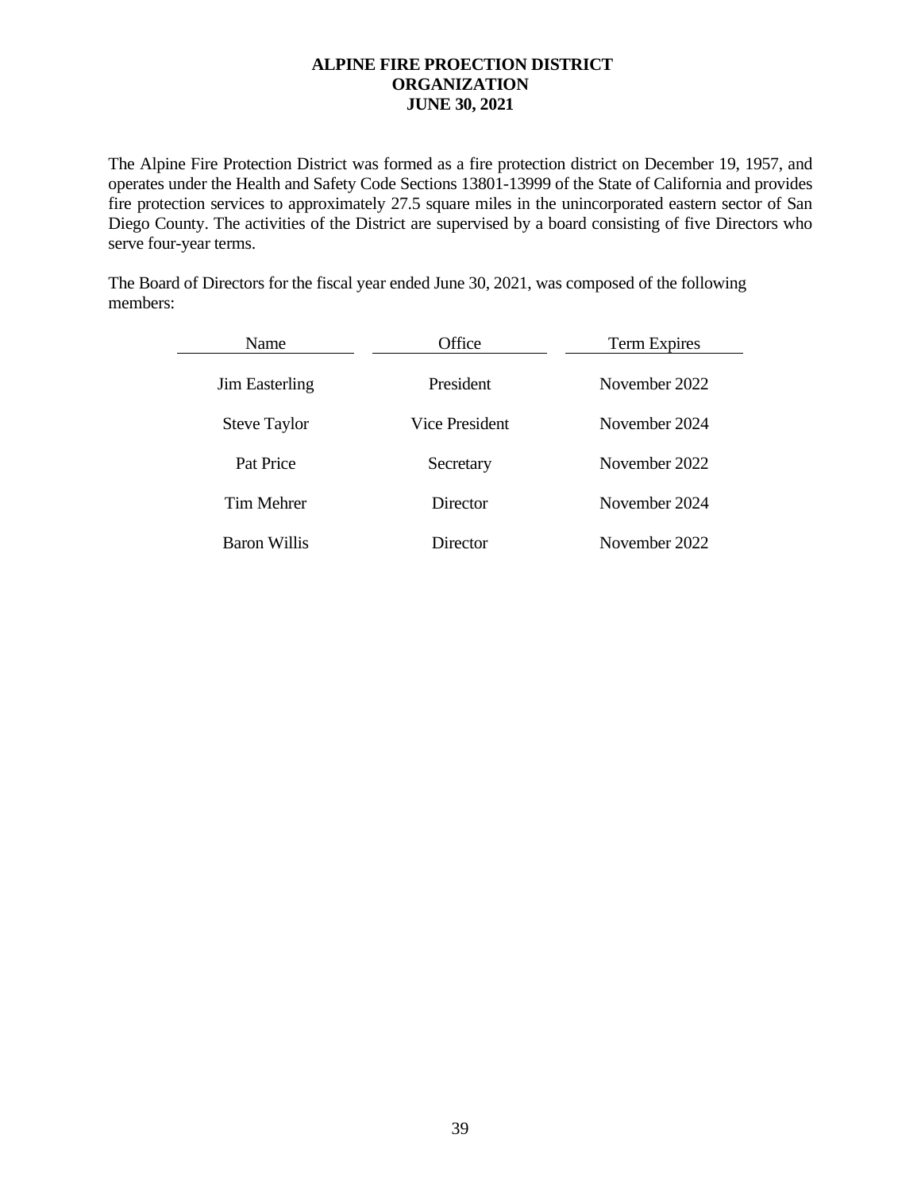# ALPINE FIRE PROECTION DISTRICT
## ORGANIZATION
## JUNE 30, 2021

The Alpine Fire Protection District was formed as a fire protection district on December 19, 1957, and operates under the Health and Safety Code Sections 13801-13999 of the State of California and provides fire protection services to approximately 27.5 square miles in the unincorporated eastern sector of San Diego County. The activities of the District are supervised by a board consisting of five Directors who serve four-year terms.

The Board of Directors for the fiscal year ended June 30, 2021, was composed of the following members:

| Name | Office | Term Expires |
| --- | --- | --- |
| Jim Easterling | President | November 2022 |
| Steve Taylor | Vice President | November 2024 |
| Pat Price | Secretary | November 2022 |
| Tim Mehrer | Director | November 2024 |
| Baron Willis | Director | November 2022 |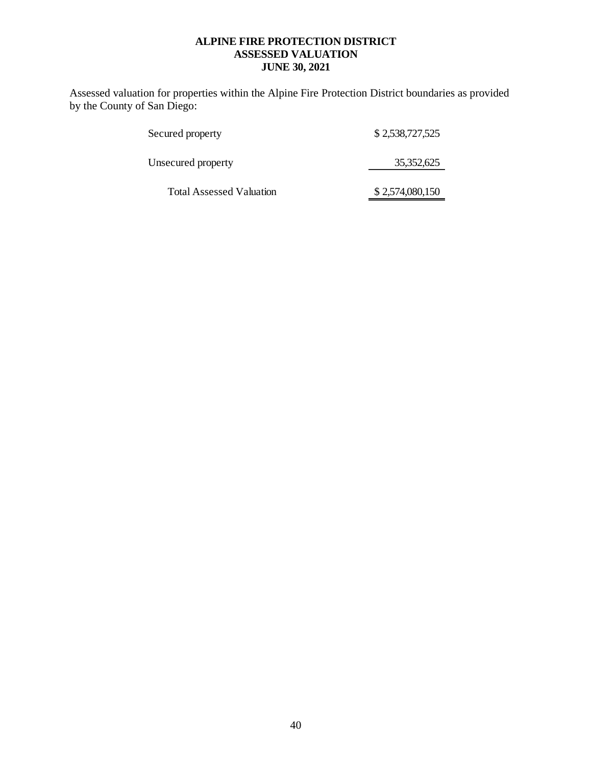# ALPINE FIRE PROTECTION DISTRICT
## ASSESSED VALUATION
## JUNE 30, 2021

Assessed valuation for properties within the Alpine Fire Protection District boundaries as provided by the County of San Diego:

| | |
|---|---|
| Secured property | $ 2,538,727,525 |
| Unsecured property | 35,352,625 |
| Total Assessed Valuation | $ 2,574,080,150 |